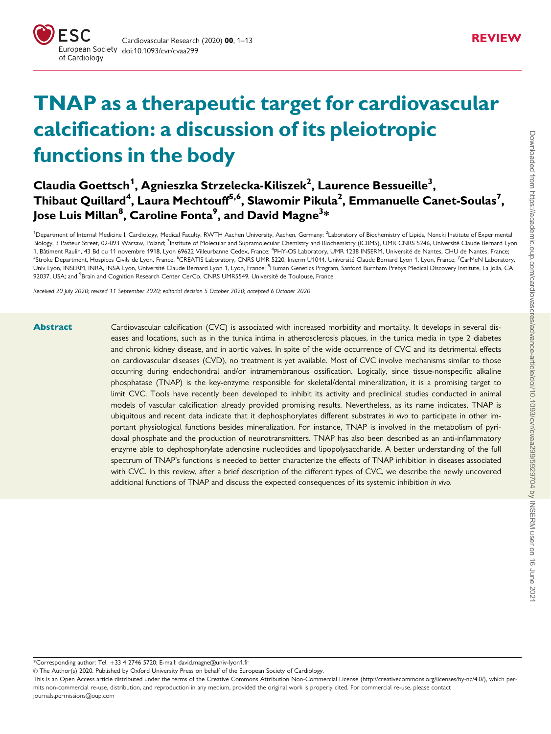REVIEW

# TNAP as a therapeutic target for cardiovascular calcification: a discussion of its pleiotropic functions in the body

**Claudia Goettsch[1], Agnieszka Strzelecka-Kiliszek[2], Laurence Bessueille[3], Thibaut Quillard[4], Laura Mechtouff[5,6], Slawomir Pikula[2], Emmanuelle Canet-Soulas[7], Jose Luis Millan[8], Caroline Fonta[9], and David Magne[3]***

[1]Department of Internal Medicine I, Cardiology, Medical Faculty, RWTH Aachen University, Aachen, Germany; [2]Laboratory of Biochemistry of Lipids, Nencki Institute of Experimental Biology, 3 Pasteur Street, 02-093 Warsaw, Poland; [3]Institute of Molecular and Supramolecular Chemistry and Biochemistry (ICBMS), UMR CNRS 5246, Université Claude Bernard Lyon 1, Bâtiment Raulin, 43 Bd du 11 novembre 1918, Lyon 69622 Villeurbanne Cedex, France; [4]PHY-OS Laboratory, UMR 1238 INSERM, Université de Nantes, CHU de Nantes, France; [5]Stroke Department, Hospices Civils de Lyon, France; [6]CREATIS Laboratory, CNRS UMR 5220, Inserm U1044, Université Claude Bernard Lyon 1, Lyon, France; [7]CarMeN Laboratory, Univ Lyon, INSERM, INRA, INSA Lyon, Université Claude Bernard Lyon 1, Lyon, France; [8]Human Genetics Program, Sanford Burnham Prebys Medical Discovery Institute, La Jolla, CA 92037, USA; and [9]Brain and Cognition Research Center CerCo, CNRS UMR5549, Université de Toulouse, France

*Received 20 July 2020; revised 11 September 2020; editorial decision 5 October 2020; accepted 6 October 2020*

## Abstract

Cardiovascular calcification (CVC) is associated with increased morbidity and mortality. It develops in several diseases and locations, such as in the tunica intima in atherosclerosis plaques, in the tunica media in type 2 diabetes and chronic kidney disease, and in aortic valves. In spite of the wide occurrence of CVC and its detrimental effects on cardiovascular diseases (CVD), no treatment is yet available. Most of CVC involve mechanisms similar to those occurring during endochondral and/or intramembranous ossification. Logically, since tissue-nonspecific alkaline phosphatase (TNAP) is the key-enzyme responsible for skeletal/dental mineralization, it is a promising target to limit CVC. Tools have recently been developed to inhibit its activity and preclinical studies conducted in animal models of vascular calcification already provided promising results. Nevertheless, as its name indicates, TNAP is ubiquitous and recent data indicate that it dephosphorylates different substrates *in vivo* to participate in other important physiological functions besides mineralization. For instance, TNAP is involved in the metabolism of pyridoxal phosphate and the production of neurotransmitters. TNAP has also been described as an anti-inflammatory enzyme able to dephosphorylate adenosine nucleotides and lipopolysaccharide. A better understanding of the full spectrum of TNAP's functions is needed to better characterize the effects of TNAP inhibition in diseases associated with CVC. In this review, after a brief description of the different types of CVC, we describe the newly uncovered additional functions of TNAP and discuss the expected consequences of its systemic inhibition *in vivo*.

*Corresponding author: Tel: +33 4 2746 5720; E-mail: david.magne@univ-lyon1.fr

© The Author(s) 2020. Published by Oxford University Press on behalf of the European Society of Cardiology.

This is an Open Access article distributed under the terms of the Creative Commons Attribution Non-Commercial License (http://creativecommons.org/licenses/by-nc/4.0/), which permits non-commercial re-use, distribution, and reproduction in any medium, provided the original work is properly cited. For commercial re-use, please contact journals.permissions@oup.com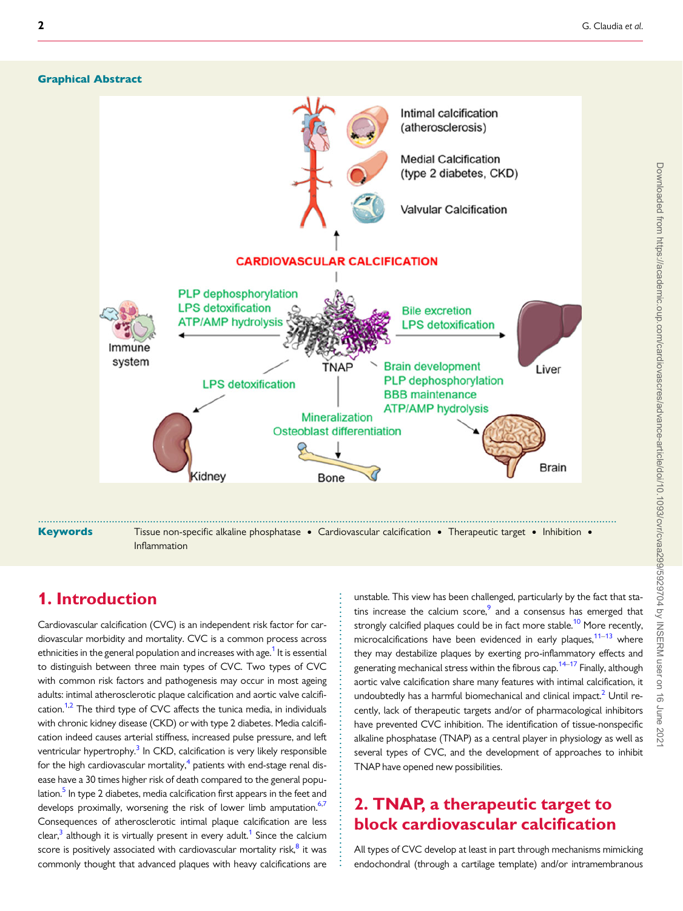**Graphical Abstract**

**Keywords** Tissue non-specific alkaline phosphatase • Cardiovascular calcification • Therapeutic target • Inhibition • Inflammation

# 1. Introduction

Cardiovascular calcification (CVC) is an independent risk factor for cardiovascular morbidity and mortality. CVC is a common process across ethnicities in the general population and increases with age.[1] It is essential to distinguish between three main types of CVC. Two types of CVC with common risk factors and pathogenesis may occur in most ageing adults: intimal atherosclerotic plaque calcification and aortic valve calcification.[1,2] The third type of CVC affects the tunica media, in individuals with chronic kidney disease (CKD) or with type 2 diabetes. Media calcification indeed causes arterial stiffness, increased pulse pressure, and left ventricular hypertrophy.[3] In CKD, calcification is very likely responsible for the high cardiovascular mortality,[4] patients with end-stage renal disease have a 30 times higher risk of death compared to the general population.[5] In type 2 diabetes, media calcification first appears in the feet and develops proximally, worsening the risk of lower limb amputation.[6,7] Consequences of atherosclerotic intimal plaque calcification are less clear,[3] although it is virtually present in every adult.[1] Since the calcium score is positively associated with cardiovascular mortality risk,[8] it was commonly thought that advanced plaques with heavy calcifications are unstable. This view has been challenged, particularly by the fact that statins increase the calcium score,[9] and a consensus has emerged that strongly calcified plaques could be in fact more stable.[10] More recently, microcalcifications have been evidenced in early plaques,[11–13] where they may destabilize plaques by exerting pro-inflammatory effects and generating mechanical stress within the fibrous cap.[14–17] Finally, although aortic valve calcification share many features with intimal calcification, it undoubtedly has a harmful biomechanical and clinical impact.[2] Until recently, lack of therapeutic targets and/or of pharmacological inhibitors have prevented CVC inhibition. The identification of tissue-nonspecific alkaline phosphatase (TNAP) as a central player in physiology as well as several types of CVC, and the development of approaches to inhibit TNAP have opened new possibilities.

# 2. TNAP, a therapeutic target to block cardiovascular calcification

All types of CVC develop at least in part through mechanisms mimicking endochondral (through a cartilage template) and/or intramembranous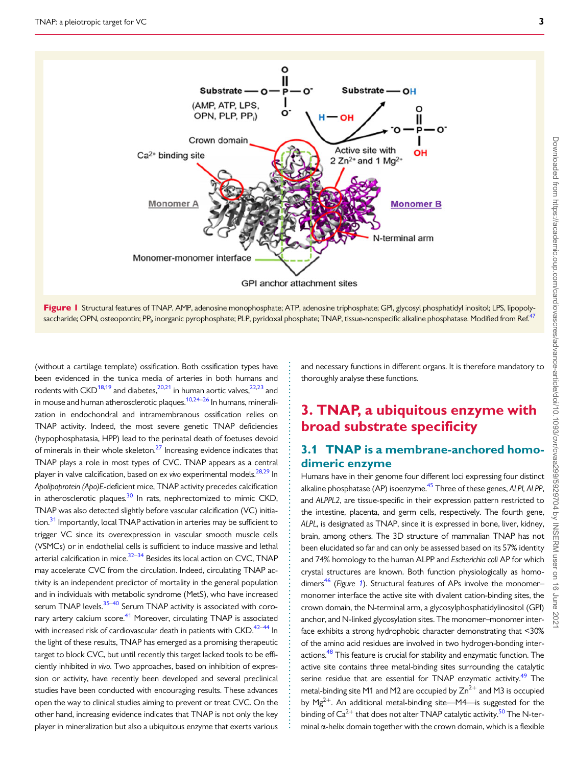**Figure 1** Structural features of TNAP. AMP, adenosine monophosphate; ATP, adenosine triphosphate; GPI, glycosyl phosphatidyl inositol; LPS, lipopolysaccharide; OPN, osteopontin; $PP_i$, inorganic pyrophosphate; PLP, pyridoxal phosphate; TNAP, tissue-nonspecific alkaline phosphatase. Modified from Ref.[47]

(without a cartilage template) ossification. Both ossification types have been evidenced in the tunica media of arteries in both humans and rodents with CKD[18,19] and diabetes,[20,21] in human aortic valves,[22,23] and in mouse and human atherosclerotic plaques.[10,24–26] In humans, mineralization in endochondral and intramembranous ossification relies on TNAP activity. Indeed, the most severe genetic TNAP deficiencies (hypophosphatasia, HPP) lead to the perinatal death of foetuses devoid of minerals in their whole skeleton.[27] Increasing evidence indicates that TNAP plays a role in most types of CVC. TNAP appears as a central player in valve calcification, based on *ex vivo* experimental models.[28,29] In *Apolipoprotein (Apo)E*-deficient mice, TNAP activity precedes calcification in atherosclerotic plaques.[30] In rats, nephrectomized to mimic CKD, TNAP was also detected slightly before vascular calcification (VC) initiation.[31] Importantly, local TNAP activation in arteries may be sufficient to trigger VC since its overexpression in vascular smooth muscle cells (VSMCs) or in endothelial cells is sufficient to induce massive and lethal arterial calcification in mice.[32–34] Besides its local action on CVC, TNAP may accelerate CVC from the circulation. Indeed, circulating TNAP activity is an independent predictor of mortality in the general population and in individuals with metabolic syndrome (MetS), who have increased serum TNAP levels.[35–40] Serum TNAP activity is associated with coronary artery calcium score.[41] Moreover, circulating TNAP is associated with increased risk of cardiovascular death in patients with CKD.[42–44] In the light of these results, TNAP has emerged as a promising therapeutic target to block CVC, but until recently this target lacked tools to be efficiently inhibited *in vivo*. Two approaches, based on inhibition of expression or activity, have recently been developed and several preclinical studies have been conducted with encouraging results. These advances open the way to clinical studies aiming to prevent or treat CVC. On the other hand, increasing evidence indicates that TNAP is not only the key player in mineralization but also a ubiquitous enzyme that exerts various and necessary functions in different organs. It is therefore mandatory to thoroughly analyse these functions.

## 3. TNAP, a ubiquitous enzyme with broad substrate specificity

### 3.1 TNAP is a membrane-anchored homodimeric enzyme

Humans have in their genome four different loci expressing four distinct alkaline phosphatase (AP) isoenzyme.[45] Three of these genes, *ALPI, ALPP*, and *ALPPL2*, are tissue-specific in their expression pattern restricted to the intestine, placenta, and germ cells, respectively. The fourth gene, *ALPL*, is designated as TNAP, since it is expressed in bone, liver, kidney, brain, among others. The 3D structure of mammalian TNAP has not been elucidated so far and can only be assessed based on its 57% identity and 74% homology to the human ALPP and *Escherichia coli* AP for which crystal structures are known. Both function physiologically as homodimers[46] (*Figure 1*). Structural features of APs involve the monomer–monomer interface the active site with divalent cation-binding sites, the crown domain, the N-terminal arm, a glycosylphosphatidylinositol (GPI) anchor, and N-linked glycosylation sites. The monomer–monomer interface exhibits a strong hydrophobic character demonstrating that <30% of the amino acid residues are involved in two hydrogen-bonding interactions.[48] This feature is crucial for stability and enzymatic function. The active site contains three metal-binding sites surrounding the catalytic serine residue that are essential for TNAP enzymatic activity.[49] The metal-binding site M1 and M2 are occupied by $Zn^{2+}$ and M3 is occupied by $Mg^{2+}$. An additional metal-binding site—M4—is suggested for the binding of $Ca^{2+}$ that does not alter TNAP catalytic activity.[50] The N-terminal α-helix domain together with the crown domain, which is a flexible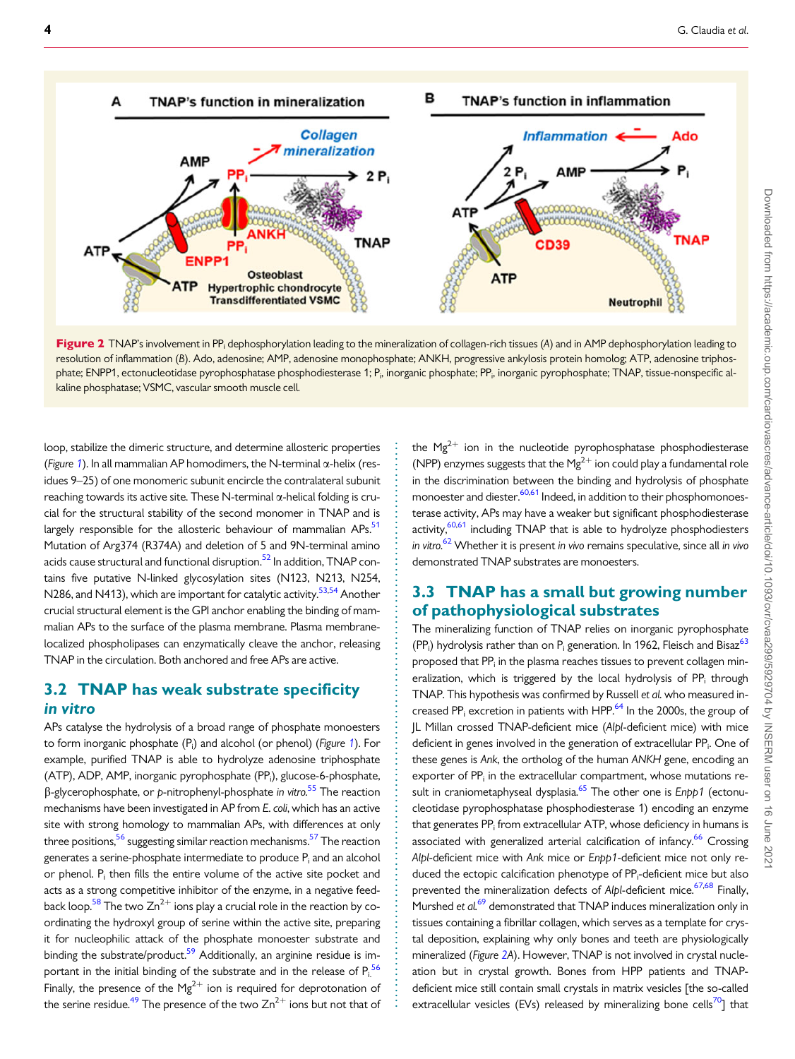Figure 2 TNAP's involvement in $PP_i$ dephosphorylation leading to the mineralization of collagen-rich tissues (*A*) and in AMP dephosphorylation leading to resolution of inflammation (*B*). Ado, adenosine; AMP, adenosine monophosphate; ANKH, progressive ankylosis protein homolog; ATP, adenosine triphosphate; ENPP1, ectonucleotidase pyrophosphatase phosphodiesterase 1; $P_i$, inorganic phosphate; $PP_i$, inorganic pyrophosphate; TNAP, tissue-nonspecific alkaline phosphatase; VSMC, vascular smooth muscle cell.

loop, stabilize the dimeric structure, and determine allosteric properties (*Figure 1*). In all mammalian AP homodimers, the N-terminal α-helix (residues 9–25) of one monomeric subunit encircle the contralateral subunit reaching towards its active site. These N-terminal α-helical folding is crucial for the structural stability of the second monomer in TNAP and is largely responsible for the allosteric behaviour of mammalian APs.[51] Mutation of Arg374 (R374A) and deletion of 5 and 9N-terminal amino acids cause structural and functional disruption.[52] In addition, TNAP contains five putative N-linked glycosylation sites (N123, N213, N254, N286, and N413), which are important for catalytic activity.[53,54] Another crucial structural element is the GPI anchor enabling the binding of mammalian APs to the surface of the plasma membrane. Plasma membrane-localized phospholipases can enzymatically cleave the anchor, releasing TNAP in the circulation. Both anchored and free APs are active.

## 3.2 TNAP has weak substrate specificity *in vitro*

APs catalyse the hydrolysis of a broad range of phosphate monoesters to form inorganic phosphate ($P_i$) and alcohol (or phenol) (*Figure 1*). For example, purified TNAP is able to hydrolyze adenosine triphosphate (ATP), ADP, AMP, inorganic pyrophosphate ($PP_i$), glucose-6-phosphate, β-glycerophosphate, or *p*-nitrophenyl-phosphate *in vitro*.[55] The reaction mechanisms have been investigated in AP from *E. coli*, which has an active site with strong homology to mammalian APs, with differences at only three positions,[56] suggesting similar reaction mechanisms.[57] The reaction generates a serine-phosphate intermediate to produce $P_i$ and an alcohol or phenol. $P_i$ then fills the entire volume of the active site pocket and acts as a strong competitive inhibitor of the enzyme, in a negative feedback loop.[58] The two $Zn^{2+}$ ions play a crucial role in the reaction by coordinating the hydroxyl group of serine within the active site, preparing it for nucleophilic attack of the phosphate monoester substrate and binding the substrate/product.[59] Additionally, an arginine residue is important in the initial binding of the substrate and in the release of $P_i$.[56] Finally, the presence of the $Mg^{2+}$ ion is required for deprotonation of the serine residue.[49] The presence of the two $Zn^{2+}$ ions but not that of the $Mg^{2+}$ ion in the nucleotide pyrophosphatase phosphodiesterase (NPP) enzymes suggests that the $Mg^{2+}$ ion could play a fundamental role in the discrimination between the binding and hydrolysis of phosphate monoester and diester.[60,61] Indeed, in addition to their phosphomonoesterase activity, APs may have a weaker but significant phosphodiesterase activity,[60,61] including TNAP that is able to hydrolyze phosphodiesters *in vitro*.[62] Whether it is present *in vivo* remains speculative, since all *in vivo* demonstrated TNAP substrates are monoesters.

## 3.3 TNAP has a small but growing number of pathophysiological substrates

The mineralizing function of TNAP relies on inorganic pyrophosphate ($PP_i$) hydrolysis rather than on $P_i$ generation. In 1962, Fleisch and Bisaz[63] proposed that $PP_i$ in the plasma reaches tissues to prevent collagen mineralization, which is triggered by the local hydrolysis of $PP_i$ through TNAP. This hypothesis was confirmed by Russell *et al.* who measured increased $PP_i$ excretion in patients with HPP.[64] In the 2000s, the group of JL Millan crossed TNAP-deficient mice (*Alpl*-deficient mice) with mice deficient in genes involved in the generation of extracellular $PP_i$. One of these genes is *Ank*, the ortholog of the human *ANKH* gene, encoding an exporter of $PP_i$ in the extracellular compartment, whose mutations result in craniometaphyseal dysplasia.[65] The other one is *Enpp1* (ectonucleotidase pyrophosphatase phosphodiesterase 1) encoding an enzyme that generates $PP_i$ from extracellular ATP, whose deficiency in humans is associated with generalized arterial calcification of infancy.[66] Crossing *Alpl*-deficient mice with *Ank* mice or *Enpp1*-deficient mice not only reduced the ectopic calcification phenotype of $PP_i$-deficient mice but also prevented the mineralization defects of *Alpl*-deficient mice.[67,68] Finally, Murshed *et al.*[69] demonstrated that TNAP induces mineralization only in tissues containing a fibrillar collagen, which serves as a template for crystal deposition, explaining why only bones and teeth are physiologically mineralized (*Figure 2A*). However, TNAP is not involved in crystal nucleation but in crystal growth. Bones from HPP patients and TNAP-deficient mice still contain small crystals in matrix vesicles [the so-called extracellular vesicles (EVs) released by mineralizing bone cells[70]] that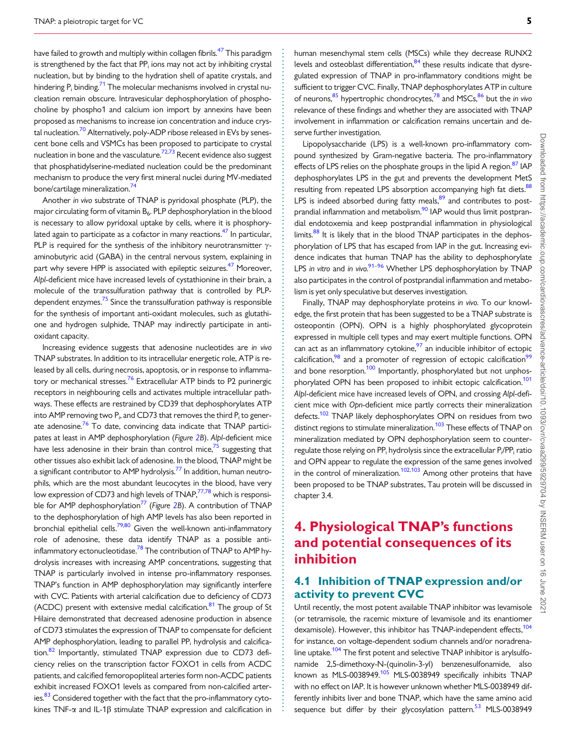have failed to growth and multiply within collagen fibrils.[47] This paradigm is strengthened by the fact that $PP_i$ ions may not act by inhibiting crystal nucleation, but by binding to the hydration shell of apatite crystals, and hindering $P_i$ binding.[71] The molecular mechanisms involved in crystal nucleation remain obscure. Intravesicular dephosphorylation of phosphocholine by phospho1 and calcium ion import by annexins have been proposed as mechanisms to increase ion concentration and induce crystal nucleation.[70] Alternatively, poly-ADP ribose released in EVs by senescent bone cells and VSMCs has been proposed to participate to crystal nucleation in bone and the vasculature.[72,73] Recent evidence also suggest that phosphatidylserine-mediated nucleation could be the predominant mechanism to produce the very first mineral nuclei during MV-mediated bone/cartilage mineralization.[74]

Another *in vivo* substrate of TNAP is pyridoxal phosphate (PLP), the major circulating form of vitamin $B_6$. PLP dephosphorylation in the blood is necessary to allow pyridoxal uptake by cells, where it is phosphorylated again to participate as a cofactor in many reactions.[47] In particular, PLP is required for the synthesis of the inhibitory neurotransmitter γ-aminobutyric acid (GABA) in the central nervous system, explaining in part why severe HPP is associated with epileptic seizures.[47] Moreover, *Alpl*-deficient mice have increased levels of cystathionine in their brain, a molecule of the transsulfuration pathway that is controlled by PLP-dependent enzymes.[75] Since the transsulfuration pathway is responsible for the synthesis of important anti-oxidant molecules, such as glutathione and hydrogen sulphide, TNAP may indirectly participate in anti-oxidant capacity.

Increasing evidence suggests that adenosine nucleotides are *in vivo* TNAP substrates. In addition to its intracellular energetic role, ATP is released by all cells, during necrosis, apoptosis, or in response to inflammatory or mechanical stresses.[76] Extracellular ATP binds to P2 purinergic receptors in neighbouring cells and activates multiple intracellular pathways. These effects are restrained by CD39 that dephosphorylates ATP into AMP removing two $P_i$, and CD73 that removes the third $P_i$ to generate adenosine.[76] To date, convincing data indicate that TNAP participates at least in AMP dephosphorylation (*Figure 2B*). *Alpl*-deficient mice have less adenosine in their brain than control mice,[75] suggesting that other tissues also exhibit lack of adenosine. In the blood, TNAP might be a significant contributor to AMP hydrolysis.[77] In addition, human neutrophils, which are the most abundant leucocytes in the blood, have very low expression of CD73 and high levels of TNAP,[77,78] which is responsible for AMP dephosphorylation[77] (*Figure 2B*). A contribution of TNAP to the dephosphorylation of high AMP levels has also been reported in bronchial epithelial cells.[79,80] Given the well-known anti-inflammatory role of adenosine, these data identify TNAP as a possible anti-inflammatory ectonucleotidase.[78] The contribution of TNAP to AMP hydrolysis increases with increasing AMP concentrations, suggesting that TNAP is particularly involved in intense pro-inflammatory responses. TNAP's function in AMP dephosphorylation may significantly interfere with CVC. Patients with arterial calcification due to deficiency of CD73 (ACDC) present with extensive medial calcification.[81] The group of St Hilaire demonstrated that decreased adenosine production in absence of CD73 stimulates the expression of TNAP to compensate for deficient AMP dephosphorylation, leading to parallel $PP_i$ hydrolysis and calcification.[82] Importantly, stimulated TNAP expression due to CD73 deficiency relies on the transcription factor FOXO1 in cells from ACDC patients, and calcified femoropopliteal arteries form non-ACDC patients exhibit increased FOXO1 levels as compared from non-calcified arteries.[83] Considered together with the fact that the pro-inflammatory cytokines TNF-α and IL-1β stimulate TNAP expression and calcification in human mesenchymal stem cells (MSCs) while they decrease RUNX2 levels and osteoblast differentiation,[84] these results indicate that dysregulated expression of TNAP in pro-inflammatory conditions might be sufficient to trigger CVC. Finally, TNAP dephosphorylates ATP in culture of neurons,[85] hypertrophic chondrocytes,[78] and MSCs,[86] but the *in vivo* relevance of these findings and whether they are associated with TNAP involvement in inflammation or calcification remains uncertain and deserve further investigation.

Lipopolysaccharide (LPS) is a well-known pro-inflammatory compound synthesized by Gram-negative bacteria. The pro-inflammatory effects of LPS relies on the phosphate groups in the lipid A region.[87] IAP dephosphorylates LPS in the gut and prevents the development MetS resulting from repeated LPS absorption accompanying high fat diets.[88] LPS is indeed absorbed during fatty meals,[89] and contributes to postprandial inflammation and metabolism.[90] IAP would thus limit postprandial endotoxemia and keep postprandial inflammation in physiological limits.[88] It is likely that in the blood TNAP participates in the dephosphorylation of LPS that has escaped from IAP in the gut. Increasing evidence indicates that human TNAP has the ability to dephosphorylate LPS *in vitro* and *in vivo*.[91–96] Whether LPS dephosphorylation by TNAP also participates in the control of postprandial inflammation and metabolism is yet only speculative but deserves investigation.

Finally, TNAP may dephosphorylate proteins *in vivo*. To our knowledge, the first protein that has been suggested to be a TNAP substrate is osteopontin (OPN). OPN is a highly phosphorylated glycoprotein expressed in multiple cell types and may exert multiple functions. OPN can act as an inflammatory cytokine,[97] an inducible inhibitor of ectopic calcification,[98] and a promoter of regression of ectopic calcification[99] and bone resorption.[100] Importantly, phosphorylated but not unphosphorylated OPN has been proposed to inhibit ectopic calcification.[101] *Alpl*-deficient mice have increased levels of OPN, and crossing *Alpl*-deficient mice with *Opn*-deficient mice partly corrects their mineralization defects.[102] TNAP likely dephosphorylates OPN on residues from two distinct regions to stimulate mineralization.[103] These effects of TNAP on mineralization mediated by OPN dephosphorylation seem to counter-regulate those relying on $PP_i$ hydrolysis since the extracellular $P_i/PP_i$ ratio and OPN appear to regulate the expression of the same genes involved in the control of mineralization.[102,103] Among other proteins that have been proposed to be TNAP substrates, Tau protein will be discussed in chapter 3.4.

# 4. Physiological TNAP's functions and potential consequences of its inhibition

## 4.1 Inhibition of TNAP expression and/or activity to prevent CVC

Until recently, the most potent available TNAP inhibitor was levamisole (or tetramisole, the racemic mixture of levamisole and its enantiomer dexamisole). However, this inhibitor has TNAP-independent effects,[104] for instance, on voltage-dependent sodium channels and/or noradrenaline uptake.[104] The first potent and selective TNAP inhibitor is arylsulfonamide 2,5-dimethoxy-N-(quinolin-3-yl) benzenesulfonamide, also known as MLS-0038949.[105] MLS-0038949 specifically inhibits TNAP with no effect on IAP. It is however unknown whether MLS-0038949 differently inhibits liver and bone TNAP, which have the same amino acid sequence but differ by their glycosylation pattern.[53] MLS-0038949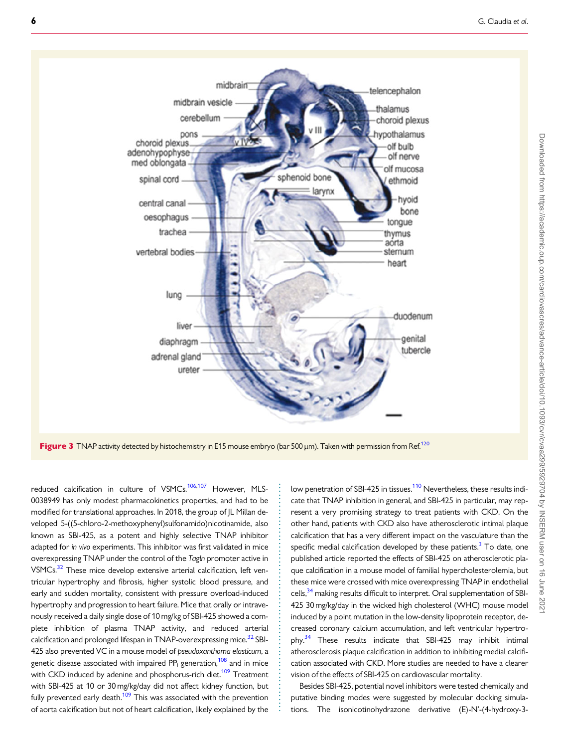Figure 3 TNAP activity detected by histochemistry in E15 mouse embryo (bar 500 µm). Taken with permission from Ref.[120]

reduced calcification in culture of VSMCs.[106,107] However, MLS-0038949 has only modest pharmacokinetics properties, and had to be modified for translational approaches. In 2018, the group of JL Millan developed 5-((5-chloro-2-methoxyphenyl)sulfonamido)nicotinamide, also known as SBI-425, as a potent and highly selective TNAP inhibitor adapted for *in vivo* experiments. This inhibitor was first validated in mice overexpressing TNAP under the control of the *Tagln* promoter active in VSMCs.[32] These mice develop extensive arterial calcification, left ventricular hypertrophy and fibrosis, higher systolic blood pressure, and early and sudden mortality, consistent with pressure overload-induced hypertrophy and progression to heart failure. Mice that orally or intravenously received a daily single dose of 10 mg/kg of SBI-425 showed a complete inhibition of plasma TNAP activity, and reduced arterial calcification and prolonged lifespan in TNAP-overexpressing mice.[32] SBI-425 also prevented VC in a mouse model of *pseudoxanthoma elasticum*, a genetic disease associated with impaired $PP_i$ generation,[108] and in mice with CKD induced by adenine and phosphorus-rich diet.[109] Treatment with SBI-425 at 10 or 30 mg/kg/day did not affect kidney function, but fully prevented early death.[109] This was associated with the prevention of aorta calcification but not of heart calcification, likely explained by the low penetration of SBI-425 in tissues.[110] Nevertheless, these results indicate that TNAP inhibition in general, and SBI-425 in particular, may represent a very promising strategy to treat patients with CKD. On the other hand, patients with CKD also have atherosclerotic intimal plaque calcification that has a very different impact on the vasculature than the specific medial calcification developed by these patients.[3] To date, one published article reported the effects of SBI-425 on atherosclerotic plaque calcification in a mouse model of familial hypercholesterolemia, but these mice were crossed with mice overexpressing TNAP in endothelial cells,[34] making results difficult to interpret. Oral supplementation of SBI-425 30 mg/kg/day in the wicked high cholesterol (WHC) mouse model induced by a point mutation in the low-density lipoprotein receptor, decreased coronary calcium accumulation, and left ventricular hypertrophy.[34] These results indicate that SBI-425 may inhibit intimal atherosclerosis plaque calcification in addition to inhibiting medial calcification associated with CKD. More studies are needed to have a clearer vision of the effects of SBI-425 on cardiovascular mortality.

Besides SBI-425, potential novel inhibitors were tested chemically and putative binding modes were suggested by molecular docking simulations. The isonicotinohydrazone derivative (E)-N'-(4-hydroxy-3-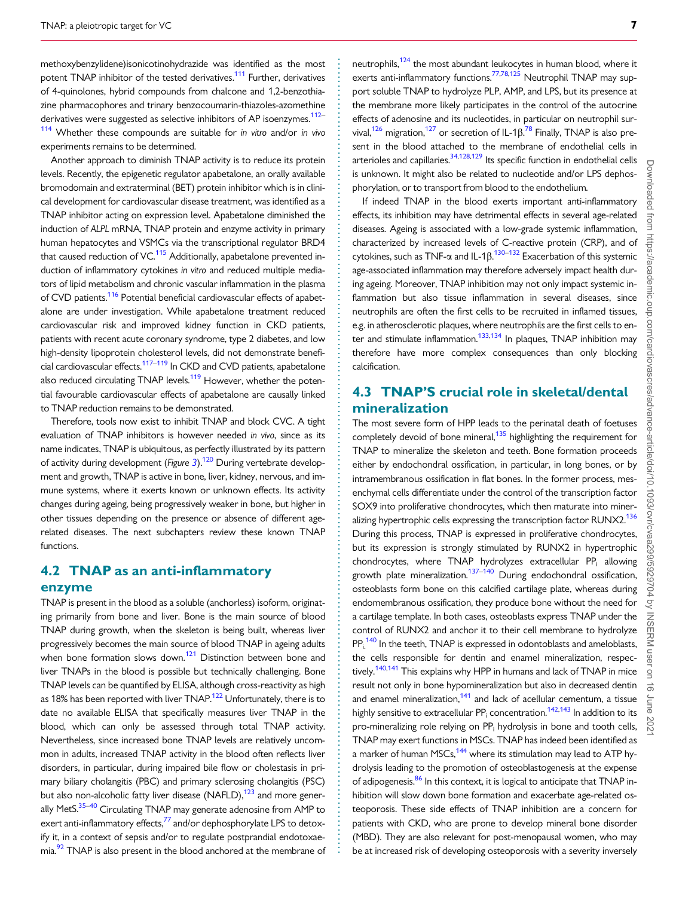methoxybenzylidene)isonicotinohydrazide was identified as the most potent TNAP inhibitor of the tested derivatives.[111] Further, derivatives of 4-quinolones, hybrid compounds from chalcone and 1,2-benzothiazine pharmacophores and trinary benzocoumarin-thiazoles-azomethine derivatives were suggested as selective inhibitors of AP isoenzymes.[112–114] Whether these compounds are suitable for *in vitro* and/or *in vivo* experiments remains to be determined.

Another approach to diminish TNAP activity is to reduce its protein levels. Recently, the epigenetic regulator apabetalone, an orally available bromodomain and extraterminal (BET) protein inhibitor which is in clinical development for cardiovascular disease treatment, was identified as a TNAP inhibitor acting on expression level. Apabetalone diminished the induction of *ALPL* mRNA, TNAP protein and enzyme activity in primary human hepatocytes and VSMCs via the transcriptional regulator BRD4 that caused reduction of VC.[115] Additionally, apabetalone prevented induction of inflammatory cytokines *in vitro* and reduced multiple mediators of lipid metabolism and chronic vascular inflammation in the plasma of CVD patients.[116] Potential beneficial cardiovascular effects of apabetalone are under investigation. While apabetalone treatment reduced cardiovascular risk and improved kidney function in CKD patients, patients with recent acute coronary syndrome, type 2 diabetes, and low high-density lipoprotein cholesterol levels, did not demonstrate beneficial cardiovascular effects.[117–119] In CKD and CVD patients, apabetalone also reduced circulating TNAP levels.[119] However, whether the potential favourable cardiovascular effects of apabetalone are causally linked to TNAP reduction remains to be demonstrated.

Therefore, tools now exist to inhibit TNAP and block CVC. A tight evaluation of TNAP inhibitors is however needed *in vivo*, since as its name indicates, TNAP is ubiquitous, as perfectly illustrated by its pattern of activity during development (*Figure 3*).[120] During vertebrate development and growth, TNAP is active in bone, liver, kidney, nervous, and immune systems, where it exerts known or unknown effects. Its activity changes during ageing, being progressively weaker in bone, but higher in other tissues depending on the presence or absence of different age-related diseases. The next subchapters review these known TNAP functions.

## 4.2 TNAP as an anti-inflammatory enzyme

TNAP is present in the blood as a soluble (anchorless) isoform, originating primarily from bone and liver. Bone is the main source of blood TNAP during growth, when the skeleton is being built, whereas liver progressively becomes the main source of blood TNAP in ageing adults when bone formation slows down.[121] Distinction between bone and liver TNAPs in the blood is possible but technically challenging. Bone TNAP levels can be quantified by ELISA, although cross-reactivity as high as 18% has been reported with liver TNAP.[122] Unfortunately, there is to date no available ELISA that specifically measures liver TNAP in the blood, which can only be assessed through total TNAP activity. Nevertheless, since increased bone TNAP levels are relatively uncommon in adults, increased TNAP activity in the blood often reflects liver disorders, in particular, during impaired bile flow or cholestasis in primary biliary cholangitis (PBC) and primary sclerosing cholangitis (PSC) but also non-alcoholic fatty liver disease (NAFLD),[123] and more generally MetS.[35–40] Circulating TNAP may generate adenosine from AMP to exert anti-inflammatory effects,[77] and/or dephosphorylate LPS to detoxify it, in a context of sepsis and/or to regulate postprandial endotoxaemia.[92] TNAP is also present in the blood anchored at the membrane of neutrophils,[124] the most abundant leukocytes in human blood, where it exerts anti-inflammatory functions.[77,78,125] Neutrophil TNAP may support soluble TNAP to hydrolyze PLP, AMP, and LPS, but its presence at the membrane more likely participates in the control of the autocrine effects of adenosine and its nucleotides, in particular on neutrophil survival,[126] migration,[127] or secretion of IL-1β.[78] Finally, TNAP is also present in the blood attached to the membrane of endothelial cells in arterioles and capillaries.[34,128,129] Its specific function in endothelial cells is unknown. It might also be related to nucleotide and/or LPS dephosphorylation, or to transport from blood to the endothelium.

If indeed TNAP in the blood exerts important anti-inflammatory effects, its inhibition may have detrimental effects in several age-related diseases. Ageing is associated with a low-grade systemic inflammation, characterized by increased levels of C-reactive protein (CRP), and of cytokines, such as TNF-α and IL-1β.[130–132] Exacerbation of this systemic age-associated inflammation may therefore adversely impact health during ageing. Moreover, TNAP inhibition may not only impact systemic inflammation but also tissue inflammation in several diseases, since neutrophils are often the first cells to be recruited in inflamed tissues, e.g. in atherosclerotic plaques, where neutrophils are the first cells to enter and stimulate inflammation.[133,134] In plaques, TNAP inhibition may therefore have more complex consequences than only blocking calcification.

## 4.3 TNAP'S crucial role in skeletal/dental mineralization

The most severe form of HPP leads to the perinatal death of foetuses completely devoid of bone mineral,[135] highlighting the requirement for TNAP to mineralize the skeleton and teeth. Bone formation proceeds either by endochondral ossification, in particular, in long bones, or by intramembranous ossification in flat bones. In the former process, mesenchymal cells differentiate under the control of the transcription factor SOX9 into proliferative chondrocytes, which then maturate into mineralizing hypertrophic cells expressing the transcription factor RUNX2.[136] During this process, TNAP is expressed in proliferative chondrocytes, but its expression is strongly stimulated by RUNX2 in hypertrophic chondrocytes, where TNAP hydrolyzes extracellular $PP_i$ allowing growth plate mineralization.[137–140] During endochondral ossification, osteoblasts form bone on this calcified cartilage plate, whereas during endomembranous ossification, they produce bone without the need for a cartilage template. In both cases, osteoblasts express TNAP under the control of RUNX2 and anchor it to their cell membrane to hydrolyze $PP_i$.[140] In the teeth, TNAP is expressed in odontoblasts and ameloblasts, the cells responsible for dentin and enamel mineralization, respectively.[140,141] This explains why HPP in humans and lack of TNAP in mice result not only in bone hypomineralization but also in decreased dentin and enamel mineralization,[141] and lack of acellular cementum, a tissue highly sensitive to extracellular $PP_i$ concentration.[142,143] In addition to its pro-mineralizing role relying on $PP_i$ hydrolysis in bone and tooth cells, TNAP may exert functions in MSCs. TNAP has indeed been identified as a marker of human MSCs,[144] where its stimulation may lead to ATP hydrolysis leading to the promotion of osteoblastogenesis at the expense of adipogenesis.[86] In this context, it is logical to anticipate that TNAP inhibition will slow down bone formation and exacerbate age-related osteoporosis. These side effects of TNAP inhibition are a concern for patients with CKD, who are prone to develop mineral bone disorder (MBD). They are also relevant for post-menopausal women, who may be at increased risk of developing osteoporosis with a severity inversely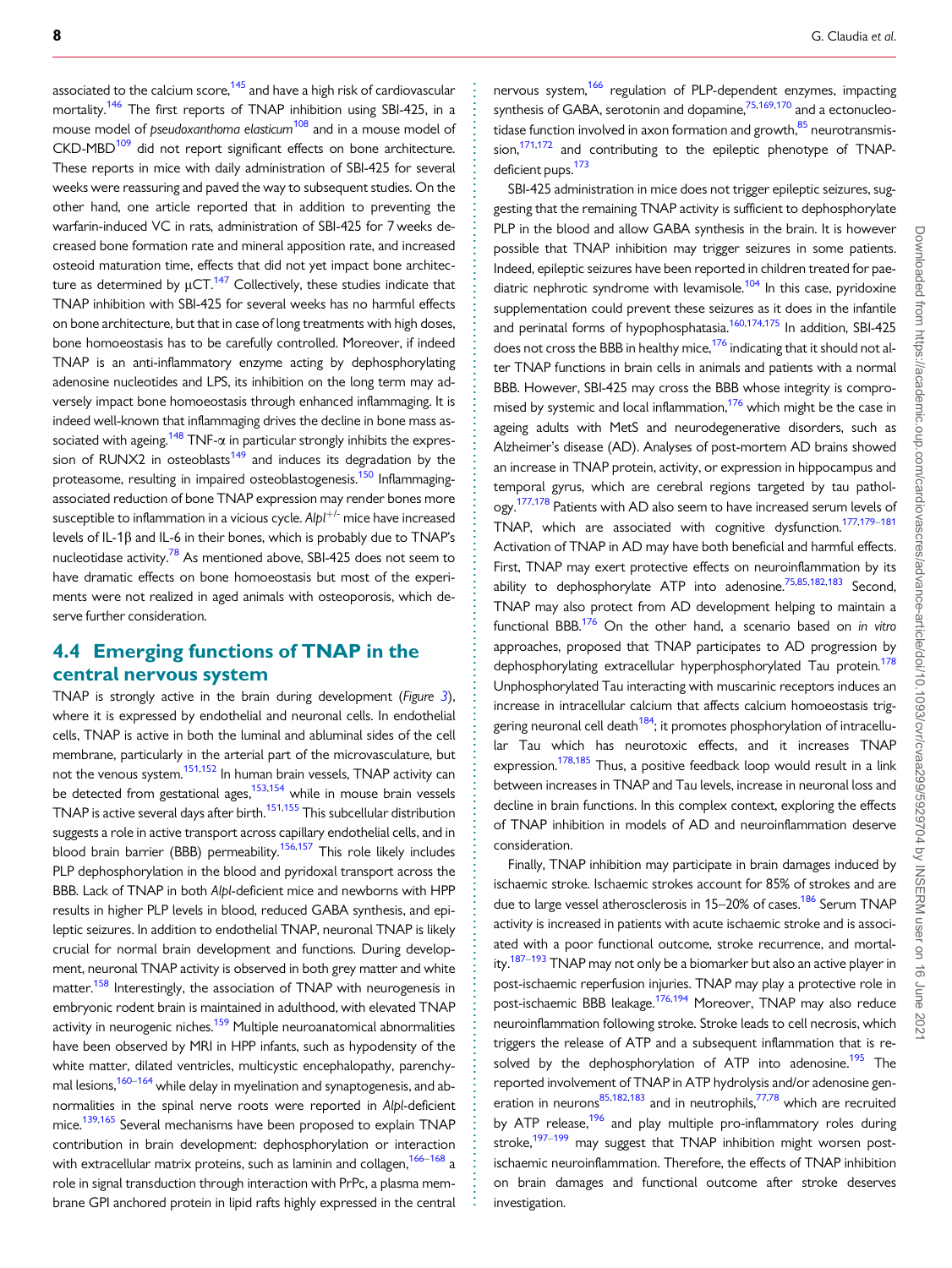associated to the calcium score,[145] and have a high risk of cardiovascular mortality.[146] The first reports of TNAP inhibition using SBI-425, in a mouse model of *pseudoxanthoma elasticum*[108] and in a mouse model of CKD-MBD[109] did not report significant effects on bone architecture. These reports in mice with daily administration of SBI-425 for several weeks were reassuring and paved the way to subsequent studies. On the other hand, one article reported that in addition to preventing the warfarin-induced VC in rats, administration of SBI-425 for 7 weeks decreased bone formation rate and mineral apposition rate, and increased osteoid maturation time, effects that did not yet impact bone architecture as determined by μCT.[147] Collectively, these studies indicate that TNAP inhibition with SBI-425 for several weeks has no harmful effects on bone architecture, but that in case of long treatments with high doses, bone homoeostasis has to be carefully controlled. Moreover, if indeed TNAP is an anti-inflammatory enzyme acting by dephosphorylating adenosine nucleotides and LPS, its inhibition on the long term may adversely impact bone homoeostasis through enhanced inflammaging. It is indeed well-known that inflammaging drives the decline in bone mass associated with ageing.[148] TNF-α in particular strongly inhibits the expression of RUNX2 in osteoblasts[149] and induces its degradation by the proteasome, resulting in impaired osteoblastogenesis.[150] Inflammaging-associated reduction of bone TNAP expression may render bones more susceptible to inflammation in a vicious cycle. *Alpl*$^{+/-}$ mice have increased levels of IL-1β and IL-6 in their bones, which is probably due to TNAP's nucleotidase activity.[78] As mentioned above, SBI-425 does not seem to have dramatic effects on bone homoeostasis but most of the experiments were not realized in aged animals with osteoporosis, which deserve further consideration.

## 4.4 Emerging functions of TNAP in the central nervous system

TNAP is strongly active in the brain during development (*Figure 3*), where it is expressed by endothelial and neuronal cells. In endothelial cells, TNAP is active in both the luminal and abluminal sides of the cell membrane, particularly in the arterial part of the microvasculature, but not the venous system.[151,152] In human brain vessels, TNAP activity can be detected from gestational ages,[153,154] while in mouse brain vessels TNAP is active several days after birth.[151,155] This subcellular distribution suggests a role in active transport across capillary endothelial cells, and in blood brain barrier (BBB) permeability.[156,157] This role likely includes PLP dephosphorylation in the blood and pyridoxal transport across the BBB. Lack of TNAP in both *Alpl*-deficient mice and newborns with HPP results in higher PLP levels in blood, reduced GABA synthesis, and epileptic seizures. In addition to endothelial TNAP, neuronal TNAP is likely crucial for normal brain development and functions. During development, neuronal TNAP activity is observed in both grey matter and white matter.[158] Interestingly, the association of TNAP with neurogenesis in embryonic rodent brain is maintained in adulthood, with elevated TNAP activity in neurogenic niches.[159] Multiple neuroanatomical abnormalities have been observed by MRI in HPP infants, such as hypodensity of the white matter, dilated ventricles, multicystic encephalopathy, parenchymal lesions,[160–164] while delay in myelination and synaptogenesis, and abnormalities in the spinal nerve roots were reported in *Alpl*-deficient mice.[139,165] Several mechanisms have been proposed to explain TNAP contribution in brain development: dephosphorylation or interaction with extracellular matrix proteins, such as laminin and collagen,[166–168] a role in signal transduction through interaction with PrPc, a plasma membrane GPI anchored protein in lipid rafts highly expressed in the central nervous system,[166] regulation of PLP-dependent enzymes, impacting synthesis of GABA, serotonin and dopamine,[75,169,170] and a ectonucleotidase function involved in axon formation and growth,[85] neurotransmission,[171,172] and contributing to the epileptic phenotype of TNAP-deficient pups.[173]

SBI-425 administration in mice does not trigger epileptic seizures, suggesting that the remaining TNAP activity is sufficient to dephosphorylate PLP in the blood and allow GABA synthesis in the brain. It is however possible that TNAP inhibition may trigger seizures in some patients. Indeed, epileptic seizures have been reported in children treated for paediatric nephrotic syndrome with levamisole.[104] In this case, pyridoxine supplementation could prevent these seizures as it does in the infantile and perinatal forms of hypophosphatasia.[160,174,175] In addition, SBI-425 does not cross the BBB in healthy mice,[176] indicating that it should not alter TNAP functions in brain cells in animals and patients with a normal BBB. However, SBI-425 may cross the BBB whose integrity is compromised by systemic and local inflammation,[176] which might be the case in ageing adults with MetS and neurodegenerative disorders, such as Alzheimer's disease (AD). Analyses of post-mortem AD brains showed an increase in TNAP protein, activity, or expression in hippocampus and temporal gyrus, which are cerebral regions targeted by tau pathology.[177,178] Patients with AD also seem to have increased serum levels of TNAP, which are associated with cognitive dysfunction.[177,179–181] Activation of TNAP in AD may have both beneficial and harmful effects. First, TNAP may exert protective effects on neuroinflammation by its ability to dephosphorylate ATP into adenosine.[75,85,182,183] Second, TNAP may also protect from AD development helping to maintain a functional BBB.[176] On the other hand, a scenario based on *in vitro* approaches, proposed that TNAP participates to AD progression by dephosphorylating extracellular hyperphosphorylated Tau protein.[178] Unphosphorylated Tau interacting with muscarinic receptors induces an increase in intracellular calcium that affects calcium homoeostasis triggering neuronal cell death[184]; it promotes phosphorylation of intracellular Tau which has neurotoxic effects, and it increases TNAP expression.[178,185] Thus, a positive feedback loop would result in a link between increases in TNAP and Tau levels, increase in neuronal loss and decline in brain functions. In this complex context, exploring the effects of TNAP inhibition in models of AD and neuroinflammation deserve consideration.

Finally, TNAP inhibition may participate in brain damages induced by ischaemic stroke. Ischaemic strokes account for 85% of strokes and are due to large vessel atherosclerosis in 15–20% of cases.[186] Serum TNAP activity is increased in patients with acute ischaemic stroke and is associated with a poor functional outcome, stroke recurrence, and mortality.[187–193] TNAP may not only be a biomarker but also an active player in post-ischaemic reperfusion injuries. TNAP may play a protective role in post-ischaemic BBB leakage.[176,194] Moreover, TNAP may also reduce neuroinflammation following stroke. Stroke leads to cell necrosis, which triggers the release of ATP and a subsequent inflammation that is resolved by the dephosphorylation of ATP into adenosine.[195] The reported involvement of TNAP in ATP hydrolysis and/or adenosine generation in neurons[85,182,183] and in neutrophils,[77,78] which are recruited by ATP release,[196] and play multiple pro-inflammatory roles during stroke,[197–199] may suggest that TNAP inhibition might worsen post-ischaemic neuroinflammation. Therefore, the effects of TNAP inhibition on brain damages and functional outcome after stroke deserves investigation.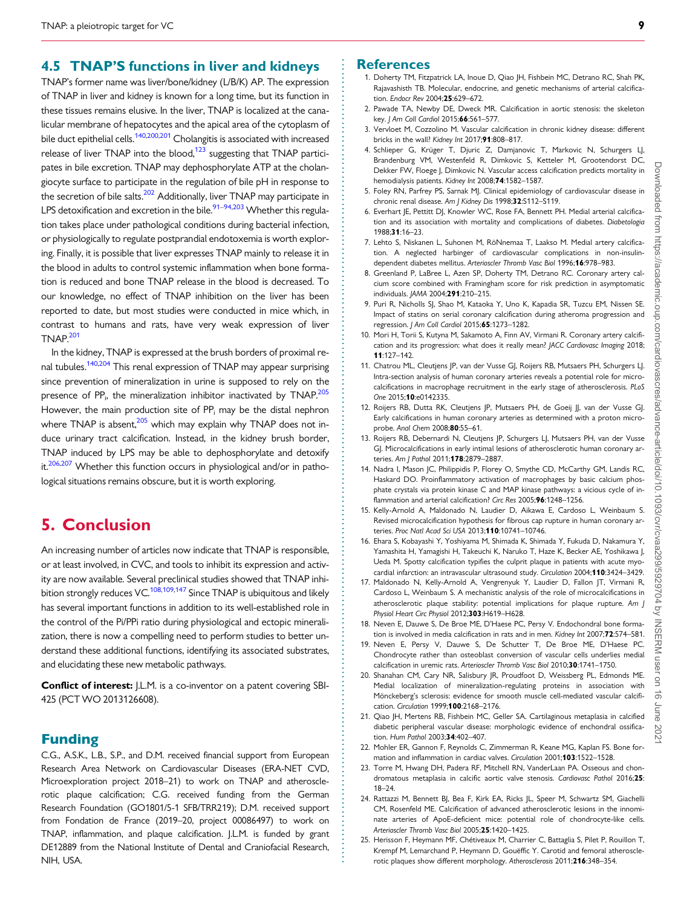## 4.5 TNAP'S functions in liver and kidneys

TNAP's former name was liver/bone/kidney (L/B/K) AP. The expression of TNAP in liver and kidney is known for a long time, but its function in these tissues remains elusive. In the liver, TNAP is localized at the canalicular membrane of hepatocytes and the apical area of the cytoplasm of bile duct epithelial cells.[140,200,201] Cholangitis is associated with increased release of liver TNAP into the blood,[123] suggesting that TNAP participates in bile excretion. TNAP may dephosphorylate ATP at the cholangiocyte surface to participate in the regulation of bile pH in response to the secretion of bile salts.[202] Additionally, liver TNAP may participate in LPS detoxification and excretion in the bile.[91–94,203] Whether this regulation takes place under pathological conditions during bacterial infection, or physiologically to regulate postprandial endotoxemia is worth exploring. Finally, it is possible that liver expresses TNAP mainly to release it in the blood in adults to control systemic inflammation when bone formation is reduced and bone TNAP release in the blood is decreased. To our knowledge, no effect of TNAP inhibition on the liver has been reported to date, but most studies were conducted in mice which, in contrast to humans and rats, have very weak expression of liver TNAP.[201]

In the kidney, TNAP is expressed at the brush borders of proximal renal tubules.[140,204] This renal expression of TNAP may appear surprising since prevention of mineralization in urine is supposed to rely on the presence of $PP_i$, the mineralization inhibitor inactivated by TNAP.[205] However, the main production site of $PP_i$ may be the distal nephron where TNAP is absent,[205] which may explain why TNAP does not induce urinary tract calcification. Instead, in the kidney brush border, TNAP induced by LPS may be able to dephosphorylate and detoxify it.[206,207] Whether this function occurs in physiological and/or in pathological situations remains obscure, but it is worth exploring.

# 5. Conclusion

An increasing number of articles now indicate that TNAP is responsible, or at least involved, in CVC, and tools to inhibit its expression and activity are now available. Several preclinical studies showed that TNAP inhibition strongly reduces VC.[108,109,147] Since TNAP is ubiquitous and likely has several important functions in addition to its well-established role in the control of the Pi/PPi ratio during physiological and ectopic mineralization, there is now a compelling need to perform studies to better understand these additional functions, identifying its associated substrates, and elucidating these new metabolic pathways.

**Conflict of interest:** J.L.M. is a co-inventor on a patent covering SBI-425 (PCT WO 2013126608).

## Funding

C.G., A.S.K., L.B., S.P., and D.M. received financial support from European Research Area Network on Cardiovascular Diseases (ERA-NET CVD, Microexploration project 2018–21) to work on TNAP and atherosclerotic plaque calcification; C.G. received funding from the German Research Foundation (GO1801/5-1 SFB/TRR219); D.M. received support from Fondation de France (2019–20, project 00086497) to work on TNAP, inflammation, and plaque calcification. J.L.M. is funded by grant DE12889 from the National Institute of Dental and Craniofacial Research, NIH, USA.

## References

1. Doherty TM, Fitzpatrick LA, Inoue D, Qiao JH, Fishbein MC, Detrano RC, Shah PK, Rajavashisth TB. Molecular, endocrine, and genetic mechanisms of arterial calcification. *Endocr Rev* 2004;**25**:629–672.
2. Pawade TA, Newby DE, Dweck MR. Calcification in aortic stenosis: the skeleton key. *J Am Coll Cardiol* 2015;**66**:561–577.
3. Vervloet M, Cozzolino M. Vascular calcification in chronic kidney disease: different bricks in the wall? *Kidney Int* 2017;**91**:808–817.
4. Schlieper G, Krüger T, Djuric Z, Damjanovic T, Markovic N, Schurgers LJ, Brandenburg VM, Westenfeld R, Dimkovic S, Ketteler M, Grootendorst DC, Dekker FW, Floege J, Dimkovic N. Vascular access calcification predicts mortality in hemodialysis patients. *Kidney Int* 2008;**74**:1582–1587.
5. Foley RN, Parfrey PS, Sarnak MJ. Clinical epidemiology of cardiovascular disease in chronic renal disease. *Am J Kidney Dis* 1998;**32**:S112–S119.
6. Everhart JE, Pettitt DJ, Knowler WC, Rose FA, Bennett PH. Medial arterial calcification and its association with mortality and complications of diabetes. *Diabetologia* 1988;**31**:16–23.
7. Lehto S, Niskanen L, Suhonen M, RöNnemaa T, Laakso M. Medial artery calcification. A neglected harbinger of cardiovascular complications in non-insulin-dependent diabetes mellitus. *Arterioscler Thromb Vasc Biol* 1996;**16**:978–983.
8. Greenland P, LaBree L, Azen SP, Doherty TM, Detrano RC. Coronary artery calcium score combined with Framingham score for risk prediction in asymptomatic individuals. *JAMA* 2004;**291**:210–215.
9. Puri R, Nicholls SJ, Shao M, Kataoka Y, Uno K, Kapadia SR, Tuzcu EM, Nissen SE. Impact of statins on serial coronary calcification during atheroma progression and regression. *J Am Coll Cardiol* 2015;**65**:1273–1282.
10. Mori H, Torii S, Kutyna M, Sakamoto A, Finn AV, Virmani R. Coronary artery calcification and its progression: what does it really mean? *JACC Cardiovasc Imaging* 2018; **11**:127–142.
11. Chatrou ML, Cleutjens JP, van der Vusse GJ, Roijers RB, Mutsaers PH, Schurgers LJ. Intra-section analysis of human coronary arteries reveals a potential role for micro-calcifications in macrophage recruitment in the early stage of atherosclerosis. *PLoS One* 2015;**10**:e0142335.
12. Roijers RB, Dutta RK, Cleutjens JP, Mutsaers PH, de Goeij JJ, van der Vusse GJ. Early calcifications in human coronary arteries as determined with a proton micro-probe. *Anal Chem* 2008;**80**:55–61.
13. Roijers RB, Debernardi N, Cleutjens JP, Schurgers LJ, Mutsaers PH, van der Vusse GJ. Microcalcifications in early intimal lesions of atherosclerotic human coronary arteries. *Am J Pathol* 2011;**178**:2879–2887.
14. Nadra I, Mason JC, Philippidis P, Florey O, Smythe CD, McCarthy GM, Landis RC, Haskard DO. Proinflammatory activation of macrophages by basic calcium phosphate crystals via protein kinase C and MAP kinase pathways: a vicious cycle of inflammation and arterial calcification? *Circ Res* 2005;**96**:1248–1256.
15. Kelly-Arnold A, Maldonado N, Laudier D, Aikawa E, Cardoso L, Weinbaum S. Revised microcalcification hypothesis for fibrous cap rupture in human coronary arteries. *Proc Natl Acad Sci USA* 2013;**110**:10741–10746.
16. Ehara S, Kobayashi Y, Yoshiyama M, Shimada K, Shimada Y, Fukuda D, Nakamura Y, Yamashita H, Yamagishi H, Takeuchi K, Naruko T, Haze K, Becker AE, Yoshikawa J, Ueda M. Spotty calcification typifies the culprit plaque in patients with acute myocardial infarction: an intravascular ultrasound study. *Circulation* 2004;**110**:3424–3429.
17. Maldonado N, Kelly-Arnold A, Vengrenyuk Y, Laudier D, Fallon JT, Virmani R, Cardoso L, Weinbaum S. A mechanistic analysis of the role of microcalcifications in atherosclerotic plaque stability: potential implications for plaque rupture. *Am J Physiol Heart Circ Physiol* 2012;**303**:H619–H628.
18. Neven E, Dauwe S, De Broe ME, D'Haese PC, Persy V. Endochondral bone formation is involved in media calcification in rats and in men. *Kidney Int* 2007;**72**:574–581.
19. Neven E, Persy V, Dauwe S, De Schutter T, De Broe ME, D'Haese PC. Chondrocyte rather than osteoblast conversion of vascular cells underlies medial calcification in uremic rats. *Arterioscler Thromb Vasc Biol* 2010;**30**:1741–1750.
20. Shanahan CM, Cary NR, Salisbury JR, Proudfoot D, Weissberg PL, Edmonds ME. Medial localization of mineralization-regulating proteins in association with Mönckeberg's sclerosis: evidence for smooth muscle cell-mediated vascular calcification. *Circulation* 1999;**100**:2168–2176.
21. Qiao JH, Mertens RB, Fishbein MC, Geller SA. Cartilaginous metaplasia in calcified diabetic peripheral vascular disease: morphologic evidence of enchondral ossification. *Hum Pathol* 2003;**34**:402–407.
22. Mohler ER, Gannon F, Reynolds C, Zimmerman R, Keane MG, Kaplan FS. Bone formation and inflammation in cardiac valves. *Circulation* 2001;**103**:1522–1528.
23. Torre M, Hwang DH, Padera RF, Mitchell RN, VanderLaan PA. Osseous and chondromatous metaplasia in calcific aortic valve stenosis. *Cardiovasc Pathol* 2016;**25**: 18–24.
24. Rattazzi M, Bennett BJ, Bea F, Kirk EA, Ricks JL, Speer M, Schwartz SM, Giachelli CM, Rosenfeld ME. Calcification of advanced atherosclerotic lesions in the innominate arteries of ApoE-deficient mice: potential role of chondrocyte-like cells. *Arterioscler Thromb Vasc Biol* 2005;**25**:1420–1425.
25. Herisson F, Heymann MF, Chétiveaux M, Charrier C, Battaglia S, Pilet P, Rouillon T, Krempf M, Lemarchand P, Heymann D, Gouëffic Y. Carotid and femoral atherosclerotic plaques show different morphology. *Atherosclerosis* 2011;**216**:348–354.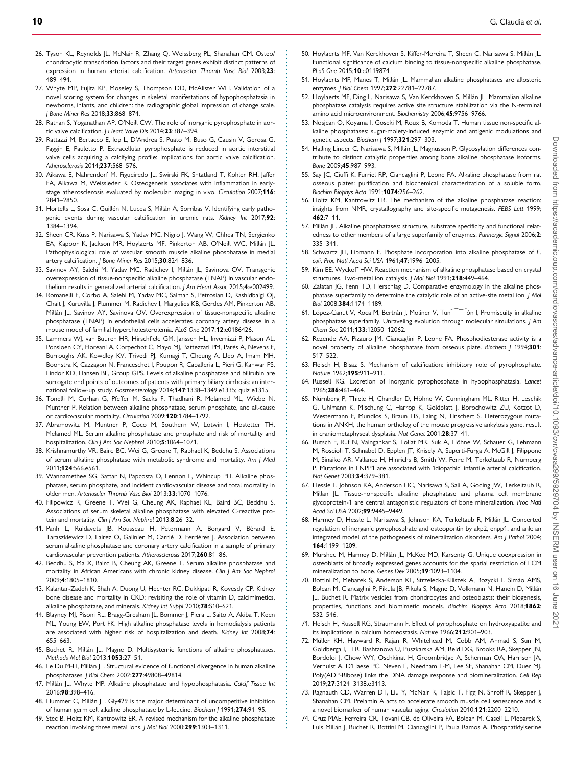26. Tyson KL, Reynolds JL, McNair R, Zhang Q, Weissberg PL, Shanahan CM. Osteo/chondrocytic transcription factors and their target genes exhibit distinct patterns of expression in human arterial calcification. *Arterioscler Thromb Vasc Biol* 2003;**23**:489–494.
27. Whyte MP, Fujita KP, Moseley S, Thompson DD, McAlister WH. Validation of a novel scoring system for changes in skeletal manifestations of hypophosphatasia in newborns, infants, and children: the radiographic global impression of change scale. *J Bone Miner Res* 2018;**33**:868–874.
28. Rathan S, Yoganathan AP, O'Neill CW. The role of inorganic pyrophosphate in aortic valve calcification. *J Heart Valve Dis* 2014;**23**:387–394.
29. Rattazzi M, Bertacco E, Iop L, D'Andrea S, Puato M, Buso G, Causin V, Gerosa G, Faggin E, Pauletto P. Extracellular pyrophosphate is reduced in aortic interstitial valve cells acquiring a calcifying profile: implications for aortic valve calcification. *Atherosclerosis* 2014;**237**:568–576.
30. Aikawa E, Nahrendorf M, Figueiredo JL, Swirski FK, Shtatland T, Kohler RH, Jaffer FA, Aikawa M, Weissleder R. Osteogenesis associates with inflammation in early-stage atherosclerosis evaluated by molecular imaging in vivo. *Circulation* 2007;**116**:2841–2850.
31. Hortells L, Sosa C, Guillén N, Lucea S, Millán Á, Sorribas V. Identifying early pathogenic events during vascular calcification in uremic rats. *Kidney Int* 2017;**92**:1384–1394.
32. Sheen CR, Kuss P, Narisawa S, Yadav MC, Nigro J, Wang W, Chhea TN, Sergienko EA, Kapoor K, Jackson MR, Hoylaerts MF, Pinkerton AB, O'Neill WC, Millán JL. Pathophysiological role of vascular smooth muscle alkaline phosphatase in medial artery calcification. *J Bone Miner Res* 2015;**30**:824–836.
33. Savinov AY, Salehi M, Yadav MC, Radichev I, Millán JL, Savinova OV. Transgenic overexpression of tissue-nonspecific alkaline phosphatase (TNAP) in vascular endothelium results in generalized arterial calcification. *J Am Heart Assoc* 2015;**4**:e002499.
34. Romanelli F, Corbo A, Salehi M, Yadav MC, Salman S, Petrosian D, Rashidbaigi OJ, Chait J, Kuruvilla J, Plummer M, Radichev I, Margulies KB, Gerdes AM, Pinkerton AB, Millán JL, Savinov AY, Savinova OV. Overexpression of tissue-nonspecific alkaline phosphatase (TNAP) in endothelial cells accelerates coronary artery disease in a mouse model of familial hypercholesterolemia. *PLoS One* 2017;**12**:e0186426.
35. Lammers WJ, van Buuren HR, Hirschfield GM, Janssen HL, Invernizzi P, Mason AL, Ponsioen CY, Floreani A, Corpechot C, Mayo MJ, Battezzati PM, Parés A, Nevens F, Burroughs AK, Kowdley KV, Trivedi PJ, Kumagi T, Cheung A, Lleo A, Imam MH, Boonstra K, Cazzagon N, Franceschet I, Poupon R, Caballeria L, Pieri G, Kanwar PS, Lindor KD, Hansen BE, Group GPS. Levels of alkaline phosphatase and bilirubin are surrogate end points of outcomes of patients with primary biliary cirrhosis: an international follow-up study. *Gastroenterology* 2014;**147**:1338–1349.e1335; quiz e1315.
36. Tonelli M, Curhan G, Pfeffer M, Sacks F, Thadhani R, Melamed ML, Wiebe N, Muntner P. Relation between alkaline phosphatase, serum phosphate, and all-cause or cardiovascular mortality. *Circulation* 2009;**120**:1784–1792.
37. Abramowitz M, Muntner P, Coco M, Southern W, Lotwin I, Hostetter TH, Melamed ML. Serum alkaline phosphatase and phosphate and risk of mortality and hospitalization. *Clin J Am Soc Nephrol* 2010;**5**:1064–1071.
38. Krishnamurthy VR, Baird BC, Wei G, Greene T, Raphael K, Beddhu S. Associations of serum alkaline phosphatase with metabolic syndrome and mortality. *Am J Med* 2011;**124**:566.e561.
39. Wannamethee SG, Sattar N, Papcosta O, Lennon L, Whincup PH. Alkaline phosphatase, serum phosphate, and incident cardiovascular disease and total mortality in older men. *Arterioscler Thromb Vasc Biol* 2013;**33**:1070–1076.
40. Filipowicz R, Greene T, Wei G, Cheung AK, Raphael KL, Baird BC, Beddhu S. Associations of serum skeletal alkaline phosphatase with elevated C-reactive protein and mortality. *Clin J Am Soc Nephrol* 2013;**8**:26–32.
41. Panh L, Ruidavets JB, Rousseau H, Petermann A, Bongard V, Bérard E, Taraszkiewicz D, Lairez O, Galinier M, Carrié D, Ferrières J. Association between serum alkaline phosphatase and coronary artery calcification in a sample of primary cardiovascular prevention patients. *Atherosclerosis* 2017;**260**:81–86.
42. Beddhu S, Ma X, Baird B, Cheung AK, Greene T. Serum alkaline phosphatase and mortality in African Americans with chronic kidney disease. *Clin J Am Soc Nephrol* 2009;**4**:1805–1810.
43. Kalantar-Zadeh K, Shah A, Duong U, Hechter RC, Dukkipati R, Kovesdy CP. Kidney bone disease and mortality in CKD: revisiting the role of vitamin D, calcimimetics, alkaline phosphatase, and minerals. *Kidney Int Suppl* 2010;**78**:S10–S21.
44. Blayney MJ, Pisoni RL, Bragg-Gresham JL, Bommer J, Piera L, Saito A, Akiba T, Keen ML, Young EW, Port FK. High alkaline phosphatase levels in hemodialysis patients are associated with higher risk of hospitalization and death. *Kidney Int* 2008;**74**:655–663.
45. Buchet R, Millán JL, Magne D. Multisystemic functions of alkaline phosphatases. *Methods Mol Biol* 2013;**1053**:27–51.
46. Le Du M-H, Millán JL. Structural evidence of functional divergence in human alkaline phosphatases. *J Biol Chem* 2002;**277**:49808–49814.
47. Millán JL, Whyte MP. Alkaline phosphatase and hypophosphatasia. *Calcif Tissue Int* 2016;**98**:398–416.
48. Hummer C, Millán JL. Gly429 is the major determinant of uncompetitive inhibition of human germ cell alkaline phosphatase by L-leucine. *Biochem J* 1991;**274**:91–95.
49. Stec B, Holtz KM, Kantrowitz ER. A revised mechanism for the alkaline phosphatase reaction involving three metal ions. *J Mol Biol* 2000;**299**:1303–1311.
50. Hoylaerts MF, Van Kerckhoven S, Kiffer-Moreira T, Sheen C, Narisawa S, Millán JL. Functional significance of calcium binding to tissue-nonspecific alkaline phosphatase. *PLoS One* 2015;**10**:e0119874.
51. Hoylaerts MF, Manes T, Millán JL. Mammalian alkaline phosphatases are allosteric enzymes. *J Biol Chem* 1997;**272**:22781–22787.
52. Hoylaerts MF, Ding L, Narisawa S, Van Kerckhoven S, Millán JL. Mammalian alkaline phosphatase catalysis requires active site structure stabilization via the N-terminal amino acid microenvironment. *Biochemistry* 2006;**45**:9756–9766.
53. Nosjean O, Koyama I, Goseki M, Roux B, Komoda T. Human tissue non-specific alkaline phosphatases: sugar-moiety-induced enzymic and antigenic modulations and genetic aspects. *Biochem J* 1997;**321**:297–303.
54. Halling Linder C, Narisawa S, Millán JL, Magnusson P. Glycosylation differences contribute to distinct catalytic properties among bone alkaline phosphatase isoforms. *Bone* 2009;**45**:987–993.
55. Say JC, Ciuffi K, Furriel RP, Ciancaglini P, Leone FA. Alkaline phosphatase from rat osseous plates: purification and biochemical characterization of a soluble form. *Biochim Biophys Acta* 1991;**1074**:256–262.
56. Holtz KM, Kantrowitz ER. The mechanism of the alkaline phosphatase reaction: insights from NMR, crystallography and site-specific mutagenesis. *FEBS Lett* 1999;**462**:7–11.
57. Millán JL. Alkaline phosphatases: structure, substrate specificity and functional relatedness to other members of a large superfamily of enzymes. *Purinergic Signal* 2006;**2**:335–341.
58. Schwartz JH, Lipmann F. Phosphate incorporation into alkaline phosphatase of E. coli. *Proc Natl Acad Sci USA* 1961;**47**:1996–2005.
59. Kim EE, Wyckoff HW. Reaction mechanism of alkaline phosphatase based on crystal structures. Two-metal ion catalysis. *J Mol Biol* 1991;**218**:449–464.
60. Zalatan JG, Fenn TD, Herschlag D. Comparative enzymology in the alkaline phosphatase superfamily to determine the catalytic role of an active-site metal ion. *J Mol Biol* 2008;**384**:1174–1189.
61. López-Canut V, Roca M, Bertrán J, Moliner V, Tuñón I, Promiscuity in alkaline phosphatase superfamily. Unraveling evolution through molecular simulations. *J Am Chem Soc* 2011;**133**:12050–12062.
62. Rezende AA, Pizauro JM, Ciancaglini P, Leone FA. Phosphodiesterase activity is a novel property of alkaline phosphatase from osseous plate. *Biochem J* 1994;**301**:517–522.
63. Fleisch H, Bisaz S. Mechanism of calcification: inhibitory role of pyrophosphate. *Nature* 1962;**195**:911–911.
64. Russell RG. Excretion of inorganic pyrophosphate in hypophosphatasia. *Lancet* 1965;**286**:461–464.
65. Nürnberg P, Thiele H, Chandler D, Höhne W, Cunningham ML, Ritter H, Leschik G, Uhlmann K, Mischung C, Harrop K, Goldblatt J, Borochowitz ZU, Kotzot D, Westermann F, Mundlos S, Braun HS, Laing N, Tinschert S. Heterozygous mutations in ANKH, the human ortholog of the mouse progressive ankylosis gene, result in craniometaphyseal dysplasia. *Nat Genet* 2001;**28**:37–41.
66. Rutsch F, Ruf N, Vaingankar S, Toliat MR, Suk A, Höhne W, Schauer G, Lehmann M, Roscioli T, Schnabel D, Epplen JT, Knisely A, Superti-Furga A, McGill J, Filippone M, Sinaiko AR, Vallance H, Hinrichs B, Smith W, Ferre M, Terkeltaub R, Nürnberg P. Mutations in ENPP1 are associated with 'idiopathic' infantile arterial calcification. *Nat Genet* 2003;**34**:379–381.
67. Hessle L, Johnson KA, Anderson HC, Narisawa S, Sali A, Goding JW, Terkeltaub R, Millan JL. Tissue-nonspecific alkaline phosphatase and plasma cell membrane glycoprotein-1 are central antagonistic regulators of bone mineralization. *Proc Natl Acad Sci USA* 2002;**99**:9445–9449.
68. Harmey D, Hessle L, Narisawa S, Johnson KA, Terkeltaub R, Millán JL. Concerted regulation of inorganic pyrophosphate and osteopontin by akp2, enpp1, and ank: an integrated model of the pathogenesis of mineralization disorders. *Am J Pathol* 2004;**164**:1199–1209.
69. Murshed M, Harmey D, Millán JL, McKee MD, Karsenty G. Unique coexpression in osteoblasts of broadly expressed genes accounts for the spatial restriction of ECM mineralization to bone. *Genes Dev* 2005;**19**:1093–1104.
70. Bottini M, Mebarek S, Anderson KL, Strzelecka-Kiliszek A, Bozycki L, Simão AMS, Bolean M, Ciancaglini P, Pikula JB, Pikula S, Magne D, Volkmann N, Hanein D, Millán JL, Buchet R. Matrix vesicles from chondrocytes and osteoblasts: their biogenesis, properties, functions and biomimetic models. *Biochim Biophys Acta* 2018;**1862**:532–546.
71. Fleisch H, Russell RG, Straumann F. Effect of pyrophosphate on hydroxyapatite and its implications in calcium homeostasis. *Nature* 1966;**212**:901–903.
72. Müller KH, Hayward R, Rajan R, Whitehead M, Cobb AM, Ahmad S, Sun M, Goldberga I, Li R, Bashtanova U, Puszkarska AM, Reid DG, Brooks RA, Skepper JN, Bordoloi J, Chow WY, Oschkinat H, Groombridge A, Scherman OA, Harrison JA, Verhulst A, D'Haese PC, Neven E, Needham L-M, Lee SF, Shanahan CM, Duer MJ. Poly(ADP-Ribose) links the DNA damage response and biomineralization. *Cell Rep* 2019;**27**:3124–3138.e3113.
73. Ragnauth CD, Warren DT, Liu Y, McNair R, Tajsic T, Figg N, Shroff R, Skepper J, Shanahan CM. Prelamin A acts to accelerate smooth muscle cell senescence and is a novel biomarker of human vascular aging. *Circulation* 2010;**121**:2200–2210.
74. Cruz MAE, Ferreira CR, Tovani CB, de Oliveira FA, Bolean M, Caseli L, Mebarek S, Luis Millán J, Buchet R, Bottini M, Ciancaglini P, Paula Ramos A. Phosphatidylserine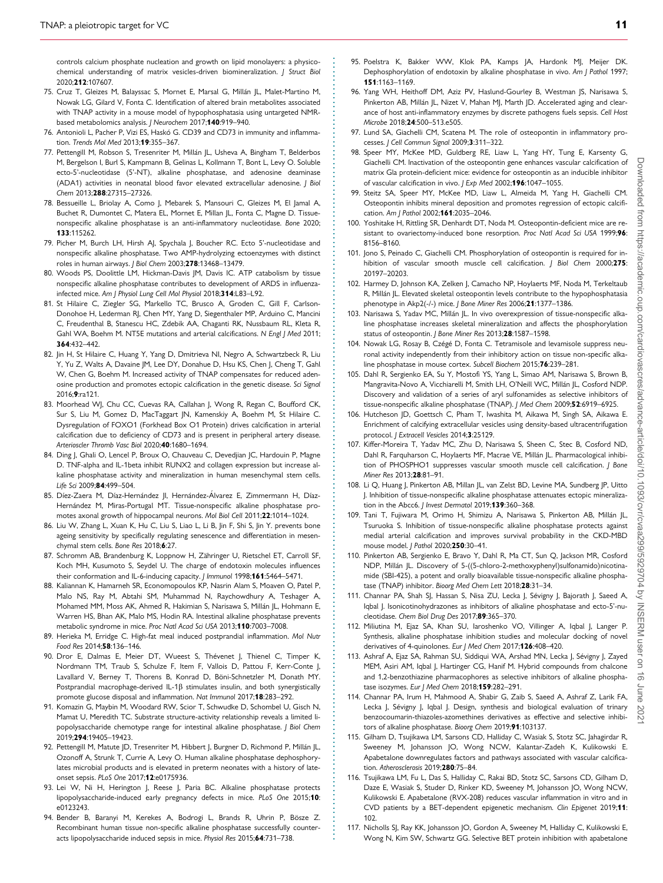controls calcium phosphate nucleation and growth on lipid monolayers: a physicochemical understanding of matrix vesicles-driven biomineralization. *J Struct Biol* 2020;**212**:107607.

75. Cruz T, Gleizes M, Balayssac S, Mornet E, Marsal G, Millán JL, Malet-Martino M, Nowak LG, Gilard V, Fonta C. Identification of altered brain metabolites associated with TNAP activity in a mouse model of hypophosphatasia using untargeted NMR-based metabolomics analysis. *J Neurochem* 2017;**140**:919–940.
76. Antonioli L, Pacher P, Vizi ES, Haskó G. CD39 and CD73 in immunity and inflammation. *Trends Mol Med* 2013;**19**:355–367.
77. Pettengill M, Robson S, Tresenriter M, Millán JL, Usheva A, Bingham T, Belderbos M, Bergelson I, Burl S, Kampmann B, Gelinas L, Kollmann T, Bont L, Levy O. Soluble ecto-5′-nucleotidase (5′-NT), alkaline phosphatase, and adenosine deaminase (ADA1) activities in neonatal blood favor elevated extracellular adenosine. *J Biol Chem* 2013;**288**:27315–27326.
78. Bessueille L, Briolay A, Como J, Mebarek S, Mansouri C, Gleizes M, El Jamal A, Buchet R, Dumontet C, Matera EL, Mornet E, Millan JL, Fonta C, Magne D. Tissue-nonspecific alkaline phosphatase is an anti-inflammatory nucleotidase. *Bone* 2020; **133**:115262.
79. Picher M, Burch LH, Hirsh AJ, Spychala J, Boucher RC. Ecto 5′-nucleotidase and nonspecific alkaline phosphatase. Two AMP-hydrolyzing ectoenzymes with distinct roles in human airways. *J Biol Chem* 2003;**278**:13468–13479.
80. Woods PS, Doolittle LM, Hickman-Davis JM, Davis IC. ATP catabolism by tissue nonspecific alkaline phosphatase contributes to development of ARDS in influenza-infected mice. *Am J Physiol Lung Cell Mol Physiol* 2018;**314**:L83–L92.
81. St Hilaire C, Ziegler SG, Markello TC, Brusco A, Groden C, Gill F, Carlson-Donohoe H, Lederman RJ, Chen MY, Yang D, Siegenthaler MP, Arduino C, Mancini C, Freudenthal B, Stanescu HC, Zdebik AA, Chaganti RK, Nussbaum RL, Kleta R, Gahl WA, Boehm M. NT5E mutations and arterial calcifications. *N Engl J Med* 2011; **364**:432–442.
82. Jin H, St Hilaire C, Huang Y, Yang D, Dmitrieva NI, Negro A, Schwartzbeck R, Liu Y, Yu Z, Walts A, Davaine JM, Lee DY, Donahue D, Hsu KS, Chen J, Cheng T, Gahl W, Chen G, Boehm M. Increased activity of TNAP compensates for reduced adenosine production and promotes ectopic calcification in the genetic disease. *Sci Signal* 2016;**9**:ra121.
83. Moorhead WJ, Chu CC, Cuevas RA, Callahan J, Wong R, Regan C, Boufford CK, Sur S, Liu M, Gomez D, MacTaggart JN, Kamenskiy A, Boehm M, St Hilaire C. Dysregulation of FOXO1 (Forkhead Box O1 Protein) drives calcification in arterial calcification due to deficiency of CD73 and is present in peripheral artery disease. *Arterioscler Thromb Vasc Biol* 2020;**40**:1680–1694.
84. Ding J, Ghali O, Lencel P, Broux O, Chauveau C, Devedjian JC, Hardouin P, Magne D. TNF-alpha and IL-1beta inhibit RUNX2 and collagen expression but increase alkaline phosphatase activity and mineralization in human mesenchymal stem cells. *Life Sci* 2009;**84**:499–504.
85. Díez-Zaera M, Díaz-Hernández JI, Hernández-Álvarez E, Zimmermann H, Díaz-Hernández M, Miras-Portugal MT. Tissue-nonspecific alkaline phosphatase promotes axonal growth of hippocampal neurons. *Mol Biol Cell* 2011;**22**:1014–1024.
86. Liu W, Zhang L, Xuan K, Hu C, Liu S, Liao L, Li B, Jin F, Shi S, Jin Y. prevents bone ageing sensitivity by specifically regulating senescence and differentiation in mesenchymal stem cells. *Bone Res* 2018;**6**:27.
87. Schromm AB, Brandenburg K, Loppnow H, Zähringer U, Rietschel ET, Carroll SF, Koch MH, Kusumoto S, Seydel U. The charge of endotoxin molecules influences their conformation and IL-6-inducing capacity. *J Immunol* 1998;**161**:5464–5471.
88. Kaliannan K, Hamarneh SR, Economopoulos KP, Nasrin Alam S, Moaven O, Patel P, Malo NS, Ray M, Abtahi SM, Muhammad N, Raychowdhury A, Teshager A, Mohamed MM, Moss AK, Ahmed R, Hakimian S, Narisawa S, Millán JL, Hohmann E, Warren HS, Bhan AK, Malo MS, Hodin RA. Intestinal alkaline phosphatase prevents metabolic syndrome in mice. *Proc Natl Acad Sci USA* 2013;**110**:7003–7008.
89. Herieka M, Erridge C. High-fat meal induced postprandial inflammation. *Mol Nutr Food Res* 2014;**58**:136–146.
90. Dror E, Dalmas E, Meier DT, Wueest S, Thévenet J, Thienel C, Timper K, Nordmann TM, Traub S, Schulze F, Item F, Vallois D, Pattou F, Kerr-Conte J, Lavallard V, Berney T, Thorens B, Konrad D, Böni-Schnetzler M, Donath MY. Postprandial macrophage-derived IL-1β stimulates insulin, and both synergistically promote glucose disposal and inflammation. *Nat Immunol* 2017;**18**:283–292.
91. Komazin G, Maybin M, Woodard RW, Scior T, Schwudke D, Schombel U, Gisch N, Mamat U, Meredith TC. Substrate structure-activity relationship reveals a limited lipopolysaccharide chemotype range for intestinal alkaline phosphatase. *J Biol Chem* 2019;**294**:19405–19423.
92. Pettengill M, Matute JD, Tresenriter M, Hibbert J, Burgner D, Richmond P, Millán JL, Ozonoff A, Strunk T, Currie A, Levy O. Human alkaline phosphatase dephosphorylates microbial products and is elevated in preterm neonates with a history of late-onset sepsis. *PLoS One* 2017;**12**:e0175936.
93. Lei W, Ni H, Herington J, Reese J, Paria BC. Alkaline phosphatase protects lipopolysaccharide-induced early pregnancy defects in mice. *PLoS One* 2015;**10**: e0123243.
94. Bender B, Baranyi M, Kerekes A, Bodrogi L, Brands R, Uhrin P, Bösze Z. Recombinant human tissue non-specific alkaline phosphatase successfully counteracts lipopolysaccharide induced sepsis in mice. *Physiol Res* 2015;**64**:731–738.
95. Poelstra K, Bakker WW, Klok PA, Kamps JA, Hardonk MJ, Meijer DK. Dephosphorylation of endotoxin by alkaline phosphatase in vivo. *Am J Pathol* 1997; **151**:1163–1169.
96. Yang WH, Heithoff DM, Aziz PV, Haslund-Gourley B, Westman JS, Narisawa S, Pinkerton AB, Millán JL, Nizet V, Mahan MJ, Marth JD. Accelerated aging and clearance of host anti-inflammatory enzymes by discrete pathogens fuels sepsis. *Cell Host Microbe* 2018;**24**:500–513.e505.
97. Lund SA, Giachelli CM, Scatena M. The role of osteopontin in inflammatory processes. *J Cell Commun Signal* 2009;**3**:311–322.
98. Speer MY, McKee MD, Guldberg RE, Liaw L, Yang HY, Tung E, Karsenty G, Giachelli CM. Inactivation of the osteopontin gene enhances vascular calcification of matrix Gla protein-deficient mice: evidence for osteopontin as an inducible inhibitor of vascular calcification in vivo. *J Exp Med* 2002;**196**:1047–1055.
99. Steitz SA, Speer MY, McKee MD, Liaw L, Almeida M, Yang H, Giachelli CM. Osteopontin inhibits mineral deposition and promotes regression of ectopic calcification. *Am J Pathol* 2002;**161**:2035–2046.
100. Yoshitake H, Rittling SR, Denhardt DT, Noda M. Osteopontin-deficient mice are resistant to ovariectomy-induced bone resorption. *Proc Natl Acad Sci USA* 1999;**96**: 8156–8160.
101. Jono S, Peinado C, Giachelli CM. Phosphorylation of osteopontin is required for inhibition of vascular smooth muscle cell calcification. *J Biol Chem* 2000;**275**: 20197–20203.
102. Harmey D, Johnson KA, Zelken J, Camacho NP, Hoylaerts MF, Noda M, Terkeltaub R, Millán JL. Elevated skeletal osteopontin levels contribute to the hypophosphatasia phenotype in Akp2(-/-) mice. *J Bone Miner Res* 2006;**21**:1377–1386.
103. Narisawa S, Yadav MC, Millán JL. In vivo overexpression of tissue-nonspecific alkaline phosphatase increases skeletal mineralization and affects the phosphorylation status of osteopontin. *J Bone Miner Res* 2013;**28**:1587–1598.
104. Nowak LG, Rosay B, Czégé D, Fonta C. Tetramisole and levamisole suppress neuronal activity independently from their inhibitory action on tissue non-specific alkaline phosphatase in mouse cortex. *Subcell Biochem* 2015;**76**:239–281.
105. Dahl R, Sergienko EA, Su Y, Mostofi YS, Yang L, Simao AM, Narisawa S, Brown B, Mangravita-Novo A, Vicchiarelli M, Smith LH, O'Neill WC, Millán JL, Cosford NDP. Discovery and validation of a series of aryl sulfonamides as selective inhibitors of tissue-nonspecific alkaline phosphatase (TNAP). *J Med Chem* 2009;**52**:6919–6925.
106. Hutcheson JD, Goettsch C, Pham T, Iwashita M, Aikawa M, Singh SA, Aikawa E. Enrichment of calcifying extracellular vesicles using density-based ultracentrifugation protocol. *J Extracell Vesicles* 2014;**3**:25129.
107. Kiffer-Moreira T, Yadav MC, Zhu D, Narisawa S, Sheen C, Stec B, Cosford ND, Dahl R, Farquharson C, Hoylaerts MF, Macrae VE, Millán JL. Pharmacological inhibition of PHOSPHO1 suppresses vascular smooth muscle cell calcification. *J Bone Miner Res* 2013;**28**:81–91.
108. Li Q, Huang J, Pinkerton AB, Millan JL, van Zelst BD, Levine MA, Sundberg JP, Uitto J. Inhibition of tissue-nonspecific alkaline phosphatase attenuates ectopic mineralization in the Abcc6. *J Invest Dermatol* 2019;**139**:360–368.
109. Tani T, Fujiwara M, Orimo H, Shimizu A, Narisawa S, Pinkerton AB, Millán JL, Tsuruoka S. Inhibition of tissue-nonspecific alkaline phosphatase protects against medial arterial calcification and improves survival probability in the CKD-MBD mouse model. *J Pathol* 2020;**250**:30–41.
110. Pinkerton AB, Sergienko E, Bravo Y, Dahl R, Ma CT, Sun Q, Jackson MR, Cosford NDP, Millán JL. Discovery of 5-((5-chloro-2-methoxyphenyl)sulfonamido)nicotinamide (SBI-425), a potent and orally bioavailable tissue-nonspecific alkaline phosphatase (TNAP) inhibitor. *Bioorg Med Chem Lett* 2018;**28**:31–34.
111. Channar PA, Shah SJ, Hassan S, Nisa ZU, Lecka J, Sévigny J, Bajorath J, Saeed A, Iqbal J. Isonicotinohydrazones as inhibitors of alkaline phosphatase and ecto-5′-nucleotidase. *Chem Biol Drug Des* 2017;**89**:365–370.
112. Miliutina M, Ejaz SA, Khan SU, Iaroshenko VO, Villinger A, Iqbal J, Langer P. Synthesis, alkaline phosphatase inhibition studies and molecular docking of novel derivatives of 4-quinolones. *Eur J Med Chem* 2017;**126**:408–420.
113. Ashraf A, Ejaz SA, Rahman SU, Siddiqui WA, Arshad MN, Lecka J, Sévigny J, Zayed MEM, Asiri AM, Iqbal J, Hartinger CG, Hanif M. Hybrid compounds from chalcone and 1,2-benzothiazine pharmacophores as selective inhibitors of alkaline phosphatase isozymes. *Eur J Med Chem* 2018;**159**:282–291.
114. Channar PA, Irum H, Mahmood A, Shabir G, Zaib S, Saeed A, Ashraf Z, Larik FA, Lecka J, Sévigny J, Iqbal J. Design, synthesis and biological evaluation of trinary benzocoumarin-thiazoles-azomethines derivatives as effective and selective inhibitors of alkaline phosphatase. *Bioorg Chem* 2019;**91**:103137.
115. Gilham D, Tsujikawa LM, Sarsons CD, Halliday C, Wasiak S, Stotz SC, Jahagirdar R, Sweeney M, Johansson JO, Wong NCW, Kalantar-Zadeh K, Kulikowski E. Apabetalone downregulates factors and pathways associated with vascular calcification. *Atherosclerosis* 2019;**280**:75–84.
116. Tsujikawa LM, Fu L, Das S, Halliday C, Rakai BD, Stotz SC, Sarsons CD, Gilham D, Daze E, Wasiak S, Studer D, Rinker KD, Sweeney M, Johansson JO, Wong NCW, Kulikowski E. Apabetalone (RVX-208) reduces vascular inflammation in vitro and in CVD patients by a BET-dependent epigenetic mechanism. *Clin Epigenet* 2019;**11**: 102.
117. Nicholls SJ, Ray KK, Johansson JO, Gordon A, Sweeney M, Halliday C, Kulikowski E, Wong N, Kim SW, Schwartz GG. Selective BET protein inhibition with apabetalone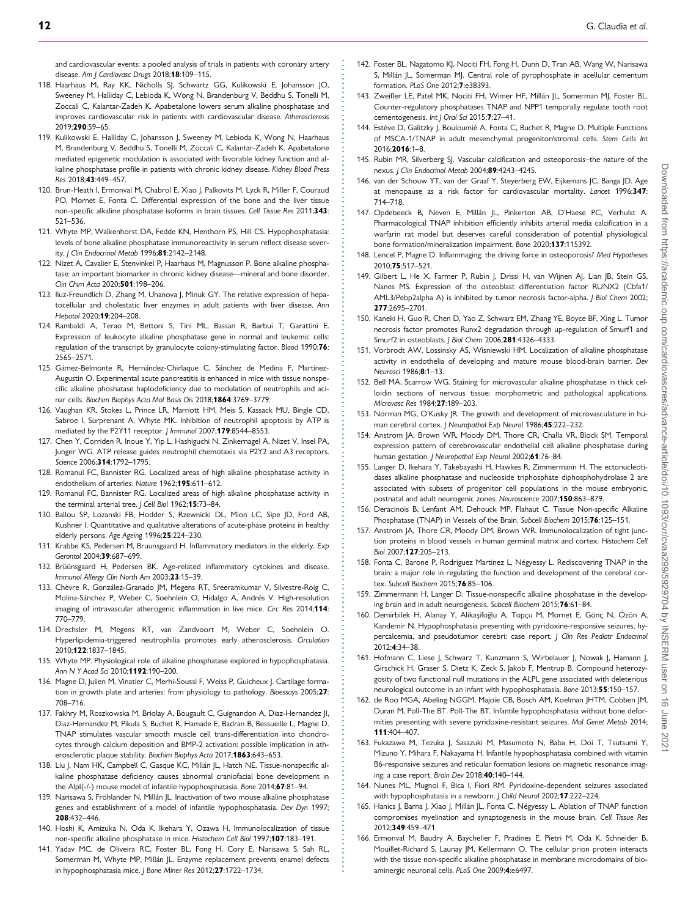and cardiovascular events: a pooled analysis of trials in patients with coronary artery disease. *Am J Cardiovasc Drugs* 2018;**18**:109–115.

118. Haarhaus M, Ray KK, Nicholls SJ, Schwartz GG, Kulikowski E, Johansson JO, Sweeney M, Halliday C, Lebioda K, Wong N, Brandenburg V, Beddhu S, Tonelli M, Zoccali C, Kalantar-Zadeh K. Apabetalone lowers serum alkaline phosphatase and improves cardiovascular risk in patients with cardiovascular disease. *Atherosclerosis* 2019;**290**:59–65.
119. Kulikowski E, Halliday C, Johansson J, Sweeney M, Lebioda K, Wong N, Haarhaus M, Brandenburg V, Beddhu S, Tonelli M, Zoccali C, Kalantar-Zadeh K. Apabetalone mediated epigenetic modulation is associated with favorable kidney function and alkaline phosphatase profile in patients with chronic kidney disease. *Kidney Blood Press Res* 2018;**43**:449–457.
120. Brun-Heath I, Ermonval M, Chabrol E, Xiao J, Palkovits M, Lyck R, Miller F, Couraud PO, Mornet E, Fonta C. Differential expression of the bone and the liver tissue non-specific alkaline phosphatase isoforms in brain tissues. *Cell Tissue Res* 2011;**343**:521–536.
121. Whyte MP, Walkenhorst DA, Fedde KN, Henthorn PS, Hill CS. Hypophosphatasia: levels of bone alkaline phosphatase immunoreactivity in serum reflect disease severity. *J Clin Endocrinol Metab* 1996;**81**:2142–2148.
122. Nizet A, Cavalier E, Stenvinkel P, Haarhaus M, Magnusson P. Bone alkaline phosphatase: an important biomarker in chronic kidney disease—mineral and bone disorder. *Clin Chim Acta* 2020;**501**:198–206.
123. Iluz-Freundlich D, Zhang M, Uhanova J, Minuk GY. The relative expression of hepatocellular and cholestatic liver enzymes in adult patients with liver disease. *Ann Hepatol* 2020;**19**:204–208.
124. Rambaldi A, Terao M, Bettoni S, Tini ML, Bassan R, Barbui T, Garattini E. Expression of leukocyte alkaline phosphatase gene in normal and leukemic cells: regulation of the transcript by granulocyte colony-stimulating factor. *Blood* 1990;**76**:2565–2571.
125. Gámez-Belmonte R, Hernández-Chirlaque C, Sánchez de Medina F, Martínez-Augustin O. Experimental acute pancreatitis is enhanced in mice with tissue nonspecific alkaline phoshatase haplodeficiency due to modulation of neutrophils and acinar cells. *Biochim Biophys Acta Mol Basis Dis* 2018;**1864**:3769–3779.
126. Vaughan KR, Stokes L, Prince LR, Marriott HM, Meis S, Kassack MU, Bingle CD, Sabroe I, Surprenant A, Whyte MK. Inhibition of neutrophil apoptosis by ATP is mediated by the P2Y11 receptor. *J Immunol* 2007;**179**:8544–8553.
127. Chen Y, Corriden R, Inoue Y, Yip L, Hashiguchi N, Zinkernagel A, Nizet V, Insel PA, Junger WG. ATP release guides neutrophil chemotaxis via P2Y2 and A3 receptors. *Science* 2006;**314**:1792–1795.
128. Romanul FC, Bannister RG. Localized areas of high alkaline phosphatase activity in endothelium of arteries. *Nature* 1962;**195**:611–612.
129. Romanul FC, Bannister RG. Localized areas of high alkaline phosphatase activity in the terminal arterial tree. *J Cell Biol* 1962;**15**:73–84.
130. Ballou SP, Lozanski FB, Hodder S, Rzewnicki DL, Mion LC, Sipe JD, Ford AB, Kushner I. Quantitative and qualitative alterations of acute-phase proteins in healthy elderly persons. *Age Ageing* 1996;**25**:224–230.
131. Krabbe KS, Pedersen M, Bruunsgaard H. Inflammatory mediators in the elderly. *Exp Gerontol* 2004;**39**:687–699.
132. Brüünsgaard H, Pedersen BK. Age-related inflammatory cytokines and disease. *Immunol Allergy Clin North Am* 2003;**23**:15–39.
133. Chèvre R, González-Granado JM, Megens RT, Sreeramkumar V, Silvestre-Roig C, Molina-Sánchez P, Weber C, Soehnlein O, Hidalgo A, Andrés V. High-resolution imaging of intravascular atherogenic inflammation in live mice. *Circ Res* 2014;**114**:770–779.
134. Drechsler M, Megens RT, van Zandvoort M, Weber C, Soehnlein O. Hyperlipidemia-triggered neutrophilia promotes early atherosclerosis. *Circulation* 2010;**122**:1837–1845.
135. Whyte MP. Physiological role of alkaline phosphatase explored in hypophosphatasia. *Ann N Y Acad Sci* 2010;**1192**:190–200.
136. Magne D, Julien M, Vinatier C, Merhi-Soussi F, Weiss P, Guicheux J. Cartilage formation in growth plate and arteries: from physiology to pathology. *Bioessays* 2005;**27**:708–716.
137. Fakhry M, Roszkowska M, Briolay A, Bougault C, Guignandon A, Diaz-Hernandez JI, Diaz-Hernandez M, Pikula S, Buchet R, Hamade E, Badran B, Bessueille L, Magne D. TNAP stimulates vascular smooth muscle cell trans-differentiation into chondrocytes through calcium deposition and BMP-2 activation: possible implication in atherosclerotic plaque stability. *Biochim Biophys Acta* 2017;**1863**:643–653.
138. Liu J, Nam HK, Campbell C, Gasque KC, Millán JL, Hatch NE. Tissue-nonspecific alkaline phosphatase deficiency causes abnormal craniofacial bone development in the Alpl(-/-) mouse model of infantile hypophosphatasia. *Bone* 2014;**67**:81–94.
139. Narisawa S, Fröhlander N, Millán JL. Inactivation of two mouse alkaline phosphatase genes and establishment of a model of infantile hypophosphatasia. *Dev Dyn* 1997;**208**:432–446.
140. Hoshi K, Amizuka N, Oda K, Ikehara Y, Ozawa H. Immunolocalization of tissue non-specific alkaline phosphatase in mice. *Histochem Cell Biol* 1997;**107**:183–191.
141. Yadav MC, de Oliveira RC, Foster BL, Fong H, Cory E, Narisawa S, Sah RL, Somerman M, Whyte MP, Millán JL. Enzyme replacement prevents enamel defects in hypophosphatasia mice. *J Bone Miner Res* 2012;**27**:1722–1734.
142. Foster BL, Nagatomo KJ, Nociti FH, Fong H, Dunn D, Tran AB, Wang W, Narisawa S, Millán JL, Somerman MJ. Central role of pyrophosphate in acellular cementum formation. *PLoS One* 2012;**7**:e38393.
143. Zweifler LE, Patel MK, Nociti FH, Wimer HF, Millán JL, Somerman MJ, Foster BL. Counter-regulatory phosphatases TNAP and NPP1 temporally regulate tooth root cementogenesis. *Int J Oral Sci* 2015;**7**:27–41.
144. Estève D, Galitzky J, Bouloumié A, Fonta C, Buchet R, Magne D. Multiple Functions of MSCA-1/TNAP in adult mesenchymal progenitor/stromal cells. *Stem Cells Int* 2016;**2016**:1–8.
145. Rubin MR, Silverberg SJ. Vascular calcification and osteoporosis–the nature of the nexus. *J Clin Endocrinol Metab* 2004;**89**:4243–4245.
146. van der Schouw YT, van der Graaf Y, Steyerberg EW, Eijkemans JC, Banga JD. Age at menopause as a risk factor for cardiovascular mortality. *Lancet* 1996;**347**:714–718.
147. Opdebeeck B, Neven E, Millán JL, Pinkerton AB, D'Haese PC, Verhulst A. Pharmacological TNAP inhibition efficiently inhibits arterial media calcification in a warfarin rat model but deserves careful consideration of potential physiological bone formation/mineralization impairment. *Bone* 2020;**137**:115392.
148. Lencel P, Magne D. Inflammaging: the driving force in osteoporosis? *Med Hypotheses* 2010;**75**:517–521.
149. Gilbert L, He X, Farmer P, Rubin J, Drissi H, van Wijnen AJ, Lian JB, Stein GS, Nanes MS. Expression of the osteoblast differentiation factor RUNX2 (Cbfa1/AML3/Pebp2alpha A) is inhibited by tumor necrosis factor-alpha. *J Biol Chem* 2002;**277**:2695–2701.
150. Kaneki H, Guo R, Chen D, Yao Z, Schwarz EM, Zhang YE, Boyce BF, Xing L. Tumor necrosis factor promotes Runx2 degradation through up-regulation of Smurf1 and Smurf2 in osteoblasts. *J Biol Chem* 2006;**281**:4326–4333.
151. Vorbrodt AW, Lossinsky AS, Wisniewski HM. Localization of alkaline phosphatase activity in endothelia of developing and mature mouse blood-brain barrier. *Dev Neurosci* 1986;**8**:1–13.
152. Bell MA, Scarrow WG. Staining for microvascular alkaline phosphatase in thick celloidin sections of nervous tissue: morphometric and pathological applications. *Microvasc Res* 1984;**27**:189–203.
153. Norman MG, O'Kusky JR. The growth and development of microvasculature in human cerebral cortex. *J Neuropathol Exp Neurol* 1986;**45**:222–232.
154. Anstrom JA, Brown WR, Moody DM, Thore CR, Challa VR, Block SM. Temporal expression pattern of cerebrovascular endothelial cell alkaline phosphatase during human gestation. *J Neuropathol Exp Neurol* 2002;**61**:76–84.
155. Langer D, Ikehara Y, Takebayashi H, Hawkes R, Zimmermann H. The ectonucleotidases alkaline phosphatase and nucleoside triphosphate diphosphohydrolase 2 are associated with subsets of progenitor cell populations in the mouse embryonic, postnatal and adult neurogenic zones. *Neuroscience* 2007;**150**:863–879.
156. Deracinois B, Lenfant AM, Dehouck MP, Flahaut C. Tissue Non-specific Alkaline Phosphatase (TNAP) in Vessels of the Brain. *Subcell Biochem* 2015;**76**:125–151.
157. Anstrom JA, Thore CR, Moody DM, Brown WR. Immunolocalization of tight junction proteins in blood vessels in human germinal matrix and cortex. *Histochem Cell Biol* 2007;**127**:205–213.
158. Fonta C, Barone P, Rodriguez Martinez L, Négyessy L. Rediscovering TNAP in the brain: a major role in regulating the function and development of the cerebral cortex. *Subcell Biochem* 2015;**76**:85–106.
159. Zimmermann H, Langer D. Tissue-nonspecific alkaline phosphatase in the developing brain and in adult neurogenesis. *Subcell Biochem* 2015;**76**:61–84.
160. Demirbilek H, Alanay Y, Alikaşifoğlu A, Topçu M, Mornet E, Gönç N, Özön A, Kandemir N. Hypophosphatasia presenting with pyridoxine-responsive seizures, hypercalcemia, and pseudotumor cerebri: case report. *J Clin Res Pediatr Endocrinol* 2012;**4**:34–38.
161. Hofmann C, Liese J, Schwarz T, Kunzmann S, Wirbelauer J, Nowak J, Hamann J, Girschick H, Graser S, Dietz K, Zeck S, Jakob F, Mentrup B. Compound heterozygosity of two functional null mutations in the ALPL gene associated with deleterious neurological outcome in an infant with hypophosphatasia. *Bone* 2013;**55**:150–157.
162. de Roo MGA, Abeling NGGM, Majoie CB, Bosch AM, Koelman JHTM, Cobben JM, Duran M, Poll-The BT. Poll-The BT. Infantile hypophosphatasia without bone deformities presenting with severe pyridoxine-resistant seizures. *Mol Genet Metab* 2014;**111**:404–407.
163. Fukazawa M, Tezuka J, Sasazuki M, Masumoto N, Baba H, Doi T, Tsutsumi Y, Mizuno Y, Mihara F, Nakayama H. Infantile hypophosphatasia combined with vitamin B6-responsive seizures and reticular formation lesions on magnetic resonance imaging: a case report. *Brain Dev* 2018;**40**:140–144.
164. Nunes ML, Mugnol F, Bica I, Fiori RM. Pyridoxine-dependent seizures associated with hypophosphatasia in a newborn. *J Child Neurol* 2002;**17**:222–224.
165. Hanics J, Barna J, Xiao J, Millán JL, Fonta C, Négyessy L. Ablation of TNAP function compromises myelination and synaptogenesis in the mouse brain. *Cell Tissue Res* 2012;**349**:459–471.
166. Ermonval M, Baudry A, Baychelier F, Pradines E, Pietri M, Oda K, Schneider B, Mouillet-Richard S, Launay JM, Kellermann O. The cellular prion protein interacts with the tissue non-specific alkaline phosphatase in membrane microdomains of bioaminergic neuronal cells. *PLoS One* 2009;**4**:e6497.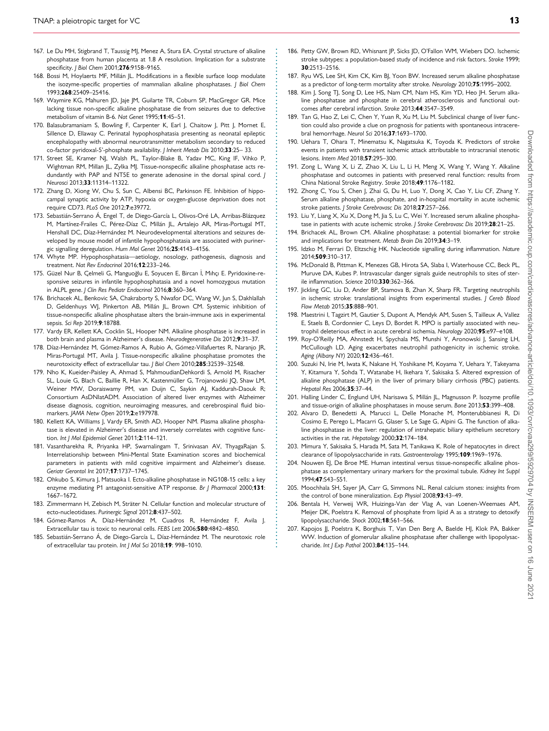167. Le Du MH, Stigbrand T, Taussig MJ, Menez A, Stura EA. Crystal structure of alkaline phosphatase from human placenta at 1.8 A resolution. Implication for a substrate specificity. *J Biol Chem* 2001;**276**:9158–9165.

168. Bossi M, Hoylaerts MF, Millán JL. Modifications in a flexible surface loop modulate the isozyme-specific properties of mammalian alkaline phosphatases. *J Biol Chem* 1993;**268**:25409–25416.

169. Waymire KG, Mahuren JD, Jaje JM, Guilarte TR, Coburn SP, MacGregor GR. Mice lacking tissue non-specific alkaline phosphatase die from seizures due to defective metabolism of vitamin B-6. *Nat Genet* 1995;**11**:45–51.

170. Balasubramaniam S, Bowling F, Carpenter K, Earl J, Chaitow J, Pitt J, Mornet E, Sillence D, Ellaway C. Perinatal hypophosphatasia presenting as neonatal epileptic encephalopathy with abnormal neurotransmitter metabolism secondary to reduced co-factor pyridoxal-5'-phosphate availability. *J Inherit Metab Dis* 2010;**33**:25– 33.

171. Street SE, Kramer NJ, Walsh PL, Taylor-Blake B, Yadav MC, King IF, Vihko P, Wightman RM, Millan JL, Zylka MJ. Tissue-nonspecific alkaline phosphatase acts redundantly with PAP and NT5E to generate adenosine in the dorsal spinal cord. *J Neurosci* 2013;**33**:11314–11322.

172. Zhang D, Xiong W, Chu S, Sun C, Albensi BC, Parkinson FE. Inhibition of hippocampal synaptic activity by ATP, hypoxia or oxygen-glucose deprivation does not require CD73. *PLoS One* 2012;**7**:e39772.

173. Sebastián-Serrano Á, Engel T, de Diego-García L, Olivos-Oré LA, Arribas-Blázquez M, Martínez-Frailes C, Pérez-Díaz C, Millán JL, Artalejo AR, Miras-Portugal MT, Henshall DC, Díaz-Hernández M. Neurodevelopmental alterations and seizures developed by mouse model of infantile hypophosphatasia are associated with purinergic signalling deregulation. *Hum Mol Genet* 2016;**25**:4143–4156.

174. Whyte MP. Hypophosphatasia—aetiology, nosology, pathogenesis, diagnosis and treatment. *Nat Rev Endocrinol* 2016;**12**:233–246.

175. Güzel Nur B, Çelmeli G, Manguoğlu E, Soyucen E, Bircan İ, Mıhçı E. Pyridoxine-responsive seizures in infantile hypophosphatasia and a novel homozygous mutation in ALPL gene. *J Clin Res Pediatr Endocrinol* 2016;**8**:360–364.

176. Brichacek AL, Benkovic SA, Chakraborty S, Nwafor DC, Wang W, Jun S, Dakhlallah D, Geldenhuys WJ, Pinkerton AB, Millán JL, Brown CM. Systemic inhibition of tissue-nonspecific alkaline phosphatase alters the brain-immune axis in experimental sepsis. *Sci Rep* 2019;**9**:18788.

177. Vardy ER, Kellett KA, Cocklin SL, Hooper NM. Alkaline phosphatase is increased in both brain and plasma in Alzheimer's disease. *Neurodegenerative Dis* 2012;**9**:31–37.

178. Díaz-Hernández M, Gómez-Ramos A, Rubio A, Gómez-Villafuertes R, Naranjo JR, Miras-Portugal MT, Avila J. Tissue-nonspecific alkaline phosphatase promotes the neurotoxicity effect of extracellular tau. *J Biol Chem* 2010;**285**:32539–32548.

179. Nho K, Kueider-Paisley A, Ahmad S, MahmoudianDehkordi S, Arnold M, Risacher SL, Louie G, Blach C, Baillie R, Han X, Kastenmüller G, Trojanowski JQ, Shaw LM, Weiner MW, Doraiswamy PM, van Duijn C, Saykin AJ, Kaddurah-Daouk R; Consortium AsDNIatADM. Association of altered liver enzymes with Alzheimer disease diagnosis, cognition, neuroimaging measures, and cerebrospinal fluid biomarkers. *JAMA Netw Open* 2019;**2**:e197978.

180. Kellett KA, Williams J, Vardy ER, Smith AD, Hooper NM. Plasma alkaline phosphatase is elevated in Alzheimer's disease and inversely correlates with cognitive function. *Int J Mol Epidemiol Genet* 2011;**2**:114–121.

181. Vasantharekha R, Priyanka HP, Swarnalingam T, Srinivasan AV, ThyagaRajan S. Interrelationship between Mini-Mental State Examination scores and biochemical parameters in patients with mild cognitive impairment and Alzheimer's disease. *Geriatr Gerontol Int* 2017;**17**:1737–1745.

182. Ohkubo S, Kimura J, Matsuoka I. Ecto-alkaline phosphatase in NG108-15 cells: a key enzyme mediating P1 antagonist-sensitive ATP response. *Br J Pharmacol* 2000;**131**: 1667–1672.

183. Zimmermann H, Zebisch M, Sträter N. Cellular function and molecular structure of ecto-nucleotidases. *Purinergic Signal* 2012;**8**:437–502.

184. Gómez-Ramos A, Díaz-Hernández M, Cuadros R, Hernández F, Avila J. Extracellular tau is toxic to neuronal cells. *FEBS Lett* 2006;**580**:4842–4850.

185. Sebastián-Serrano Á, de Diego-García L, Díaz-Hernández M. The neurotoxic role of extracellular tau protein. *Int J Mol Sci* 2018;**19**: 998–1010.

186. Petty GW, Brown RD, Whisnant JP, Sicks JD, O'Fallon WM, Wiebers DO. Ischemic stroke subtypes: a population-based study of incidence and risk factors. *Stroke* 1999; **30**:2513–2516.

187. Ryu WS, Lee SH, Kim CK, Kim BJ, Yoon BW. Increased serum alkaline phosphatase as a predictor of long-term mortality after stroke. *Neurology* 2010;**75**:1995–2002.

188. Kim J, Song TJ, Song D, Lee HS, Nam CM, Nam HS, Kim YD, Heo JH. Serum alkaline phosphatase and phosphate in cerebral atherosclerosis and functional outcomes after cerebral infarction. *Stroke* 2013;**44**:3547–3549.

189. Tan G, Hao Z, Lei C, Chen Y, Yuan R, Xu M, Liu M. Subclinical change of liver function could also provide a clue on prognosis for patients with spontaneous intracerebral hemorrhage. *Neurol Sci* 2016;**37**:1693–1700.

190. Uehara T, Ohara T, Minematsu K, Nagatsuka K, Toyoda K. Predictors of stroke events in patients with transient ischemic attack attributable to intracranial stenotic lesions. *Intern Med* 2018;**57**:295–300.

191. Zong L, Wang X, Li Z, Zhao X, Liu L, Li H, Meng X, Wang Y, Wang Y. Alkaline phosphatase and outcomes in patients with preserved renal function: results from China National Stroke Registry. *Stroke* 2018;**49**:1176–1182.

192. Zhong C, You S, Chen J, Zhai G, Du H, Luo Y, Dong X, Cao Y, Liu CF, Zhang Y. Serum alkaline phosphatase, phosphate, and in-hospital mortality in acute ischemic stroke patients. *J Stroke Cerebrovasc Dis* 2018;**27**:257–266.

193. Liu Y, Liang X, Xu X, Dong M, Jia S, Lu C, Wei Y. Increased serum alkaline phosphatase in patients with acute ischemic stroke. *J Stroke Cerebrovasc Dis* 2019;**28**:21–25.

194. Brichacek AL, Brown CM. Alkaline phosphatase: a potential biomarker for stroke and implications for treatment. *Metab Brain Dis* 2019;**34**:3–19.

195. Idzko M, Ferrari D, Eltzschig HK. Nucleotide signalling during inflammation. *Nature* 2014;**509**:310–317.

196. McDonald B, Pittman K, Menezes GB, Hirota SA, Slaba I, Waterhouse CC, Beck PL, Muruve DA, Kubes P. Intravascular danger signals guide neutrophils to sites of sterile inflammation. *Science* 2010;**330**:362–366.

197. Jickling GC, Liu D, Ander BP, Stamova B, Zhan X, Sharp FR. Targeting neutrophils in ischemic stroke: translational insights from experimental studies. *J Cereb Blood Flow Metab* 2015;**35**:888–901.

198. Maestrini I, Tagzirt M, Gautier S, Dupont A, Mendyk AM, Susen S, Tailleux A, Vallez E, Staels B, Cordonnier C, Leys D, Bordet R. MPO is partially associated with neutrophil deleterious effect in acute cerebral ischemia. *Neurology* 2020;**95**:e97–e108.

199. Roy-O'Reilly MA, Ahnstedt H, Spychala MS, Munshi Y, Aronowski J, Sansing LH, McCullough LD. Aging exacerbates neutrophil pathogenicity in ischemic stroke. *Aging (Albany NY)* 2020;**12**:436–461.

200. Suzuki N, Irie M, Iwata K, Nakane H, Yoshikane M, Koyama Y, Uehara Y, Takeyama Y, Kitamura Y, Sohda T, Watanabe H, Ikehara Y, Sakisaka S. Altered expression of alkaline phosphatase (ALP) in the liver of primary biliary cirrhosis (PBC) patients. *Hepatol Res* 2006;**35**:37–44.

201. Halling Linder C, Englund UH, Narisawa S, Millán JL, Magnusson P. Isozyme profile and tissue-origin of alkaline phosphatases in mouse serum. *Bone* 2013;**53**:399–408.

202. Alvaro D, Benedetti A, Marucci L, Delle Monache M, Monterubbianesi R, Di Cosimo E, Perego L, Macarri G, Glaser S, Le Sage G, Alpini G. The function of alkaline phosphatase in the liver: regulation of intrahepatic biliary epithelium secretory activities in the rat. *Hepatology* 2000;**32**:174–184.

203. Mimura Y, Sakisaka S, Harada M, Sata M, Tanikawa K. Role of hepatocytes in direct clearance of lipopolysaccharide in rats. *Gastroenterology* 1995;**109**:1969–1976.

204. Nouwen EJ, De Broe ME. Human intestinal versus tissue-nonspecific alkaline phosphatase as complementary urinary markers for the proximal tubule. *Kidney Int Suppl* 1994;**47**:S43–S51.

205. Moochhala SH, Sayer JA, Carr G, Simmons NL. Renal calcium stones: insights from the control of bone mineralization. *Exp Physiol* 2008;**93**:43–49.

206. Bentala H, Verweij WR, Huizinga-Van der Vlag A, van Loenen-Weemaes AM, Meijer DK, Poelstra K. Removal of phosphate from lipid A as a strategy to detoxify lipopolysaccharide. *Shock* 2002;**18**:561–566.

207. Kapojos JJ, Poelstra K, Borghuis T, Van Den Berg A, Baelde HJ, Klok PA, Bakker WW. Induction of glomerular alkaline phosphatase after challenge with lipopolysaccharide. *Int J Exp Pathol* 2003;**84**:135–144.